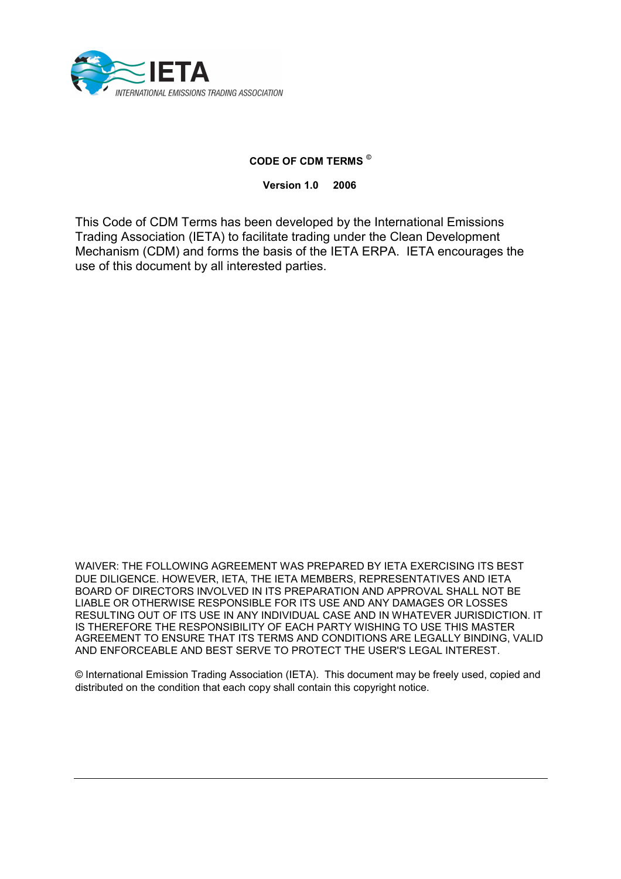IETA

INTERNATIONAL EMISSIONS TRADING ASSOCIATION

**CODE OF CDM TERMS ©**

**Version 1.0 2006**

This Code of CDM Terms has been developed by the International Emissions Trading Association (IETA) to facilitate trading under the Clean Development Mechanism (CDM) and forms the basis of the IETA ERPA. IETA encourages the use of this document by all interested parties.

WAIVER: THE FOLLOWING AGREEMENT WAS PREPARED BY IETA EXERCISING ITS BEST DUE DILIGENCE. HOWEVER, IETA, THE IETA MEMBERS, REPRESENTATIVES AND IETA BOARD OF DIRECTORS INVOLVED IN ITS PREPARATION AND APPROVAL SHALL NOT BE LIABLE OR OTHERWISE RESPONSIBLE FOR ITS USE AND ANY DAMAGES OR LOSSES RESULTING OUT OF ITS USE IN ANY INDIVIDUAL CASE AND IN WHATEVER JURISDICTION. IT IS THEREFORE THE RESPONSIBILITY OF EACH PARTY WISHING TO USE THIS MASTER AGREEMENT TO ENSURE THAT ITS TERMS AND CONDITIONS ARE LEGALLY BINDING, VALID AND ENFORCEABLE AND BEST SERVE TO PROTECT THE USER'S LEGAL INTEREST.

© International Emission Trading Association (IETA). This document may be freely used, copied and distributed on the condition that each copy shall contain this copyright notice.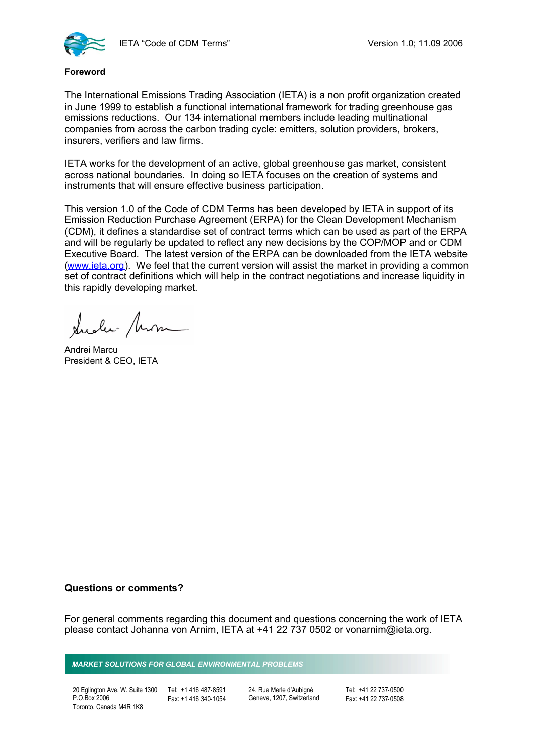**Foreword**

The International Emissions Trading Association (IETA) is a non profit organization created in June 1999 to establish a functional international framework for trading greenhouse gas emissions reductions. Our 134 international members include leading multinational companies from across the carbon trading cycle: emitters, solution providers, brokers, insurers, verifiers and law firms.

IETA works for the development of an active, global greenhouse gas market, consistent across national boundaries. In doing so IETA focuses on the creation of systems and instruments that will ensure effective business participation.

This version 1.0 of the Code of CDM Terms has been developed by IETA in support of its Emission Reduction Purchase Agreement (ERPA) for the Clean Development Mechanism (CDM), it defines a standardise set of contract terms which can be used as part of the ERPA and will be regularly be updated to reflect any new decisions by the COP/MOP and or CDM Executive Board. The latest version of the ERPA can be downloaded from the IETA website (www.ieta.org). We feel that the current version will assist the market in providing a common set of contract definitions which will help in the contract negotiations and increase liquidity in this rapidly developing market.

Andrei Marcu
President & CEO, IETA

**Questions or comments?**

For general comments regarding this document and questions concerning the work of IETA please contact Johanna von Arnim, IETA at +41 22 737 0502 or vonarnim@ieta.org.

***MARKET SOLUTIONS FOR GLOBAL ENVIRONMENTAL PROBLEMS***

20 Eglington Ave. W. Suite 1300
P.O.Box 2006
Toronto, Canada M4R 1K8

Tel: +1 416 487-8591
Fax: +1 416 340-1054

24, Rue Merle d'Aubigné
Geneva, 1207, Switzerland

Tel: +41 22 737-0500
Fax: +41 22 737-0508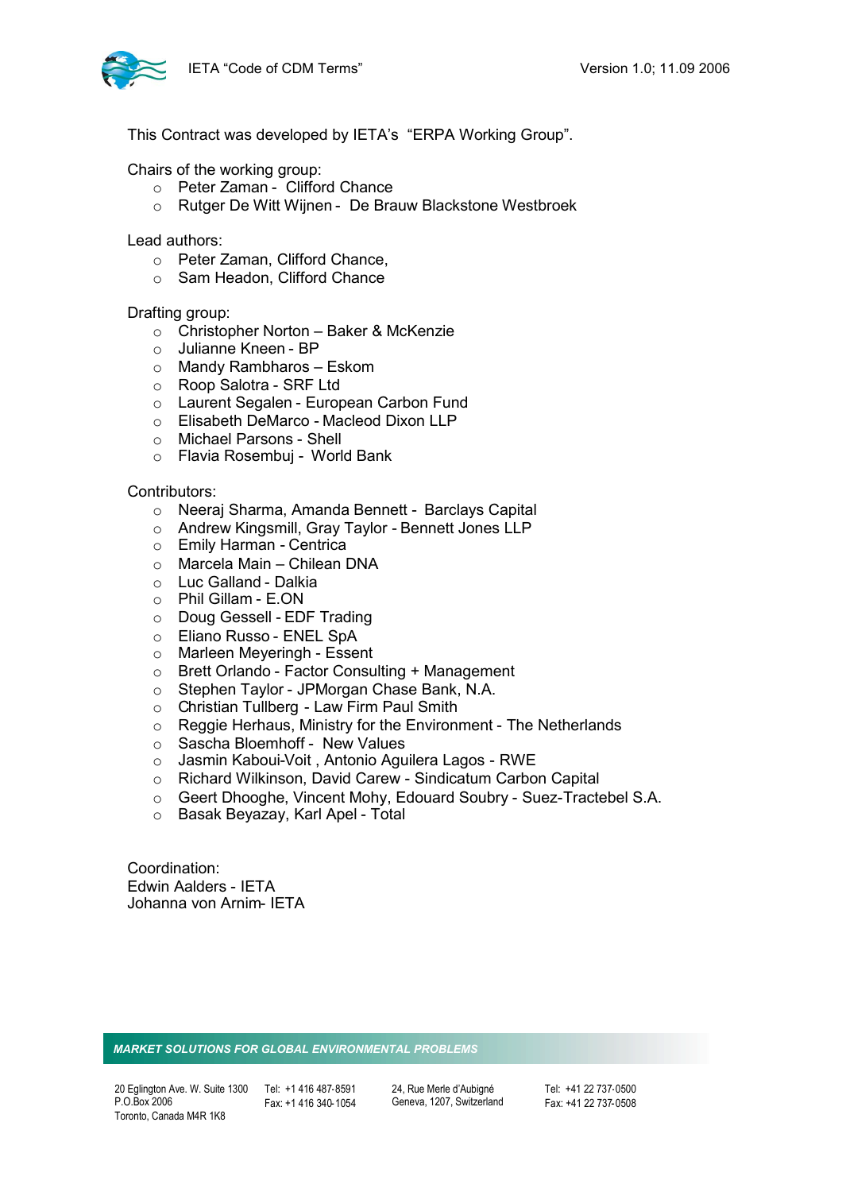This Contract was developed by IETA's "ERPA Working Group".

Chairs of the working group:

- Peter Zaman - Clifford Chance
- Rutger De Witt Wijnen - De Brauw Blackstone Westbroek

Lead authors:

- Peter Zaman, Clifford Chance,
- Sam Headon, Clifford Chance

Drafting group:

- Christopher Norton – Baker & McKenzie
- Julianne Kneen - BP
- Mandy Rambharos – Eskom
- Roop Salotra - SRF Ltd
- Laurent Segalen - European Carbon Fund
- Elisabeth DeMarco - Macleod Dixon LLP
- Michael Parsons - Shell
- Flavia Rosembuj - World Bank

Contributors:

- Neeraj Sharma, Amanda Bennett - Barclays Capital
- Andrew Kingsmill, Gray Taylor - Bennett Jones LLP
- Emily Harman - Centrica
- Marcela Main – Chilean DNA
- Luc Galland - Dalkia
- Phil Gillam - E.ON
- Doug Gessell - EDF Trading
- Eliano Russo - ENEL SpA
- Marleen Meyeringh - Essent
- Brett Orlando - Factor Consulting + Management
- Stephen Taylor - JPMorgan Chase Bank, N.A.
- Christian Tullberg - Law Firm Paul Smith
- Reggie Herhaus, Ministry for the Environment - The Netherlands
- Sascha Bloemhoff - New Values
- Jasmin Kaboui-Voit , Antonio Aguilera Lagos - RWE
- Richard Wilkinson, David Carew - Sindicatum Carbon Capital
- Geert Dhooghe, Vincent Mohy, Edouard Soubry - Suez-Tractebel S.A.
- Basak Beyazay, Karl Apel - Total

Coordination:
Edwin Aalders - IETA
Johanna von Arnim- IETA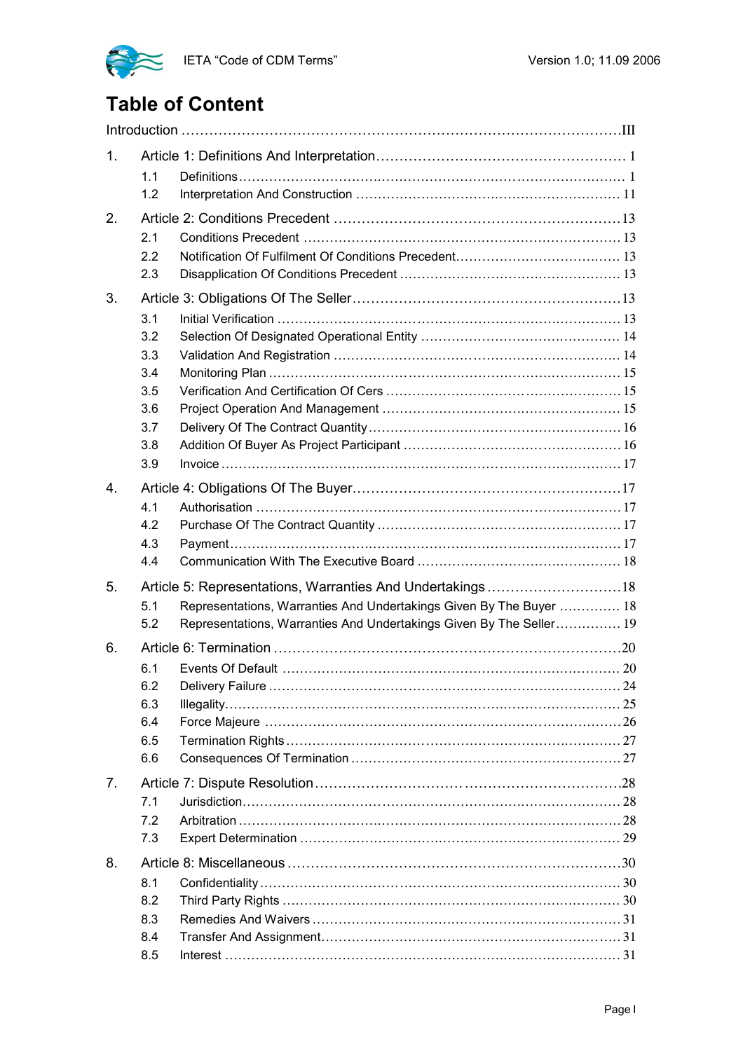# Table of Content

Introduction ........................................................................................III

1. Article 1: Definitions And Interpretation ........................................ 1
   - 1.1 Definitions ........................................................................ 1
   - 1.2 Interpretation And Construction ............................................ 11
2. Article 2: Conditions Precedent ..................................................13
   - 2.1 Conditions Precedent ......................................................... 13
   - 2.2 Notification Of Fulfilment Of Conditions Precedent ...................... 13
   - 2.3 Disapplication Of Conditions Precedent ................................... 13
3. Article 3: Obligations Of The Seller..............................................13
   - 3.1 Initial Verification ................................................................ 13
   - 3.2 Selection Of Designated Operational Entity ............................... 14
   - 3.3 Validation And Registration .................................................. 14
   - 3.4 Monitoring Plan ................................................................. 15
   - 3.5 Verification And Certification Of Cers ...................................... 15
   - 3.6 Project Operation And Management ........................................ 15
   - 3.7 Delivery Of The Contract Quantity .......................................... 16
   - 3.8 Addition Of Buyer As Project Participant .................................. 16
   - 3.9 Invoice ............................................................................ 17
4. Article 4: Obligations Of The Buyer..............................................17
   - 4.1 Authorisation .................................................................... 17
   - 4.2 Purchase Of The Contract Quantity ........................................ 17
   - 4.3 Payment .......................................................................... 17
   - 4.4 Communication With The Executive Board ................................ 18
5. Article 5: Representations, Warranties And Undertakings ....................18
   - 5.1 Representations, Warranties And Undertakings Given By The Buyer .............. 18
   - 5.2 Representations, Warranties And Undertakings Given By The Seller............... 19
6. Article 6: Termination ...............................................................20
   - 6.1 Events Of Default .............................................................. 20
   - 6.2 Delivery Failure ................................................................ 24
   - 6.3 Illegality.......................................................................... 25
   - 6.4 Force Majeure ................................................................... 26
   - 6.5 Termination Rights ............................................................. 27
   - 6.6 Consequences Of Termination ............................................... 27
7. Article 7: Dispute Resolution.......................................................28
   - 7.1 Jurisdiction....................................................................... 28
   - 7.2 Arbitration ....................................................................... 28
   - 7.3 Expert Determination .......................................................... 29
8. Article 8: Miscellaneous .............................................................30
   - 8.1 Confidentiality ................................................................... 30
   - 8.2 Third Party Rights .............................................................. 30
   - 8.3 Remedies And Waivers ........................................................ 31
   - 8.4 Transfer And Assignment...................................................... 31
   - 8.5 Interest ........................................................................... 31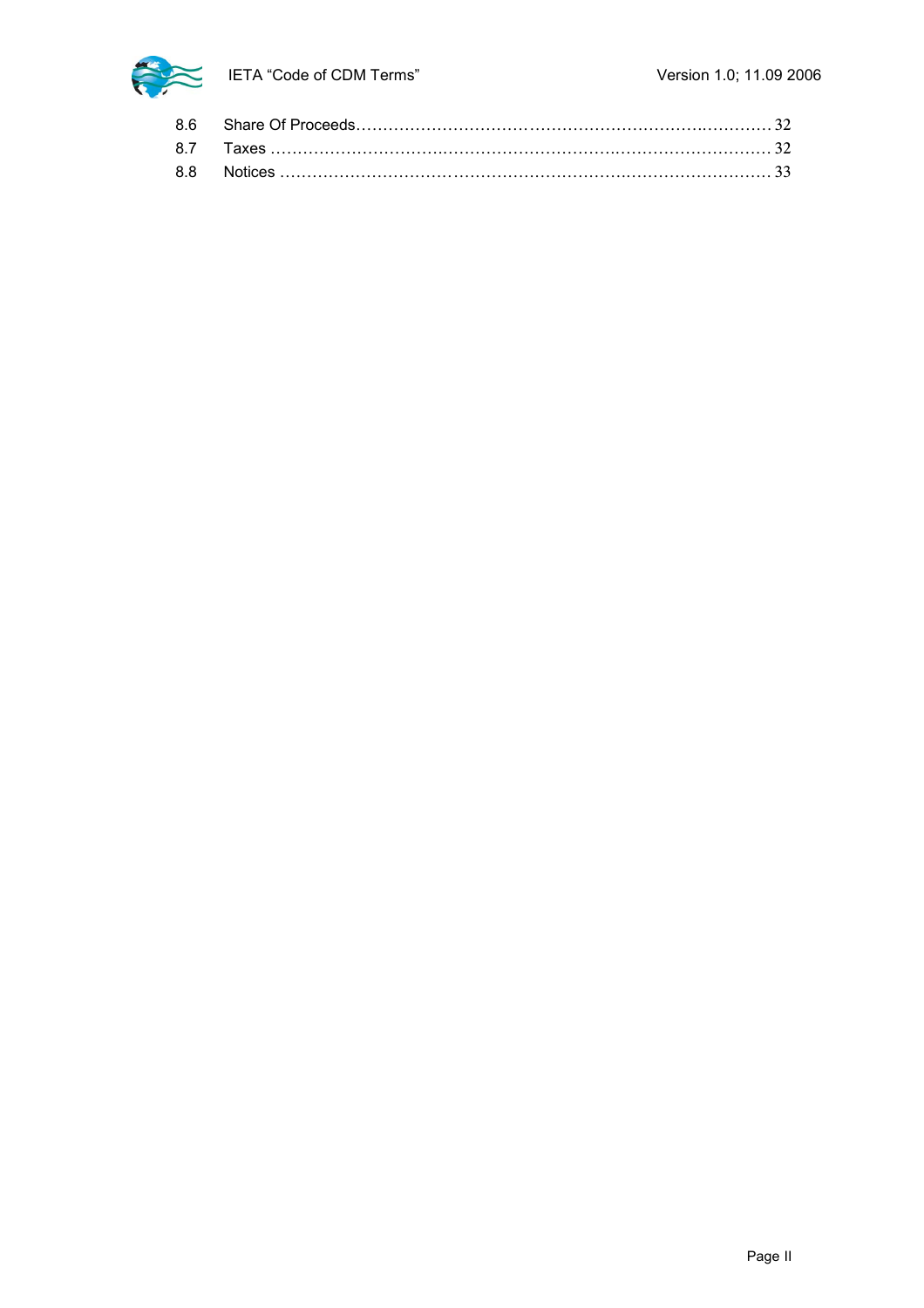| | | |
|---|---|---|
| 8.6 | Share Of Proceeds | 32 |
| 8.7 | Taxes | 32 |
| 8.8 | Notices | 33 |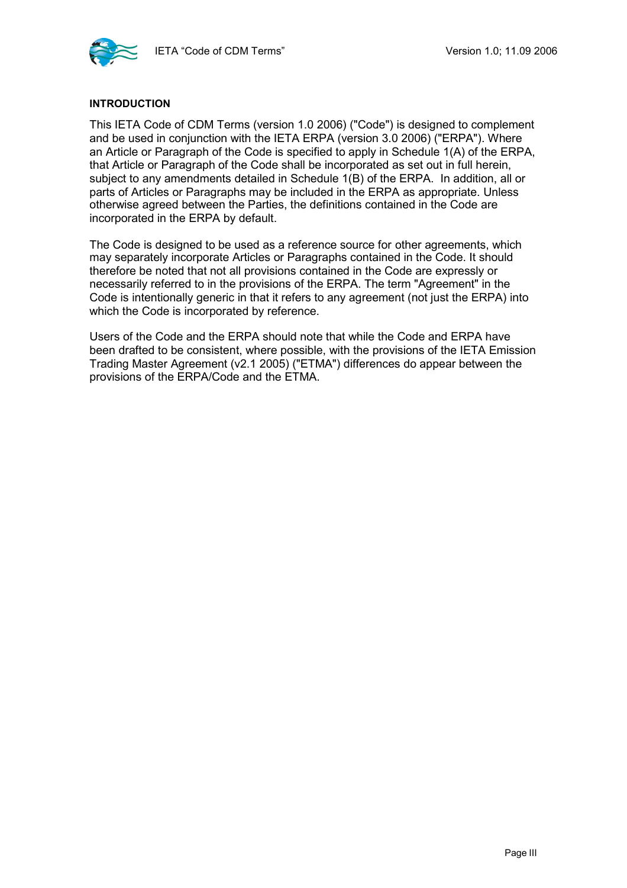**INTRODUCTION**

This IETA Code of CDM Terms (version 1.0 2006) ("Code") is designed to complement and be used in conjunction with the IETA ERPA (version 3.0 2006) ("ERPA"). Where an Article or Paragraph of the Code is specified to apply in Schedule 1(A) of the ERPA, that Article or Paragraph of the Code shall be incorporated as set out in full herein, subject to any amendments detailed in Schedule 1(B) of the ERPA. In addition, all or parts of Articles or Paragraphs may be included in the ERPA as appropriate. Unless otherwise agreed between the Parties, the definitions contained in the Code are incorporated in the ERPA by default.

The Code is designed to be used as a reference source for other agreements, which may separately incorporate Articles or Paragraphs contained in the Code. It should therefore be noted that not all provisions contained in the Code are expressly or necessarily referred to in the provisions of the ERPA. The term "Agreement" in the Code is intentionally generic in that it refers to any agreement (not just the ERPA) into which the Code is incorporated by reference.

Users of the Code and the ERPA should note that while the Code and ERPA have been drafted to be consistent, where possible, with the provisions of the IETA Emission Trading Master Agreement (v2.1 2005) ("ETMA") differences do appear between the provisions of the ERPA/Code and the ETMA.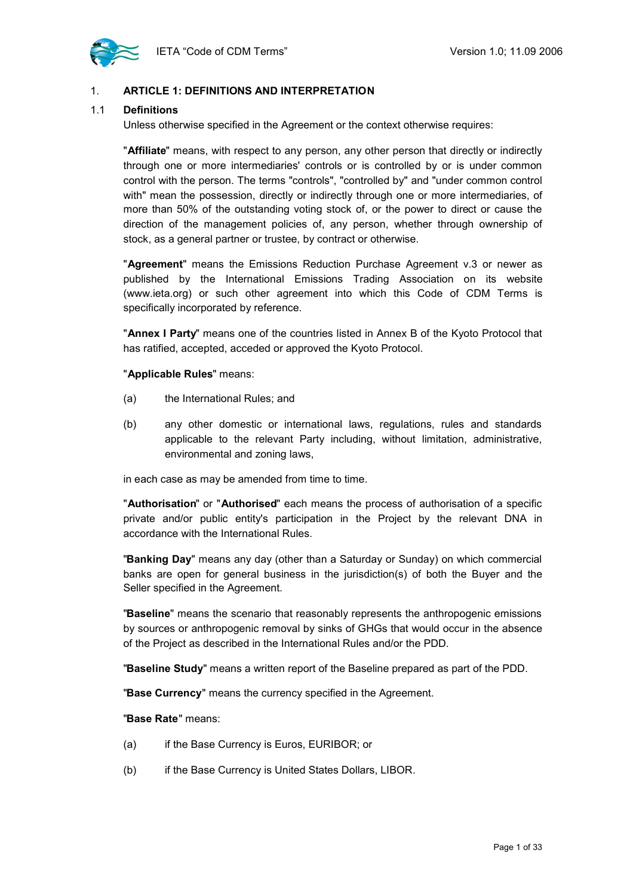## 1. ARTICLE 1: DEFINITIONS AND INTERPRETATION

### 1.1 Definitions

Unless otherwise specified in the Agreement or the context otherwise requires:

"**Affiliate**" means, with respect to any person, any other person that directly or indirectly through one or more intermediaries' controls or is controlled by or is under common control with the person. The terms "controls", "controlled by" and "under common control with" mean the possession, directly or indirectly through one or more intermediaries, of more than 50% of the outstanding voting stock of, or the power to direct or cause the direction of the management policies of, any person, whether through ownership of stock, as a general partner or trustee, by contract or otherwise.

"**Agreement**" means the Emissions Reduction Purchase Agreement v.3 or newer as published by the International Emissions Trading Association on its website (www.ieta.org) or such other agreement into which this Code of CDM Terms is specifically incorporated by reference.

"**Annex I Party**" means one of the countries listed in Annex B of the Kyoto Protocol that has ratified, accepted, acceded or approved the Kyoto Protocol.

"**Applicable Rules**" means:

(a) the International Rules; and

(b) any other domestic or international laws, regulations, rules and standards applicable to the relevant Party including, without limitation, administrative, environmental and zoning laws,

in each case as may be amended from time to time.

"**Authorisation**" or "**Authorised**" each means the process of authorisation of a specific private and/or public entity's participation in the Project by the relevant DNA in accordance with the International Rules.

"**Banking Day**" means any day (other than a Saturday or Sunday) on which commercial banks are open for general business in the jurisdiction(s) of both the Buyer and the Seller specified in the Agreement.

"**Baseline**" means the scenario that reasonably represents the anthropogenic emissions by sources or anthropogenic removal by sinks of GHGs that would occur in the absence of the Project as described in the International Rules and/or the PDD.

"**Baseline Study**" means a written report of the Baseline prepared as part of the PDD.

"**Base Currency**" means the currency specified in the Agreement.

"**Base Rate**" means:

(a) if the Base Currency is Euros, EURIBOR; or

(b) if the Base Currency is United States Dollars, LIBOR.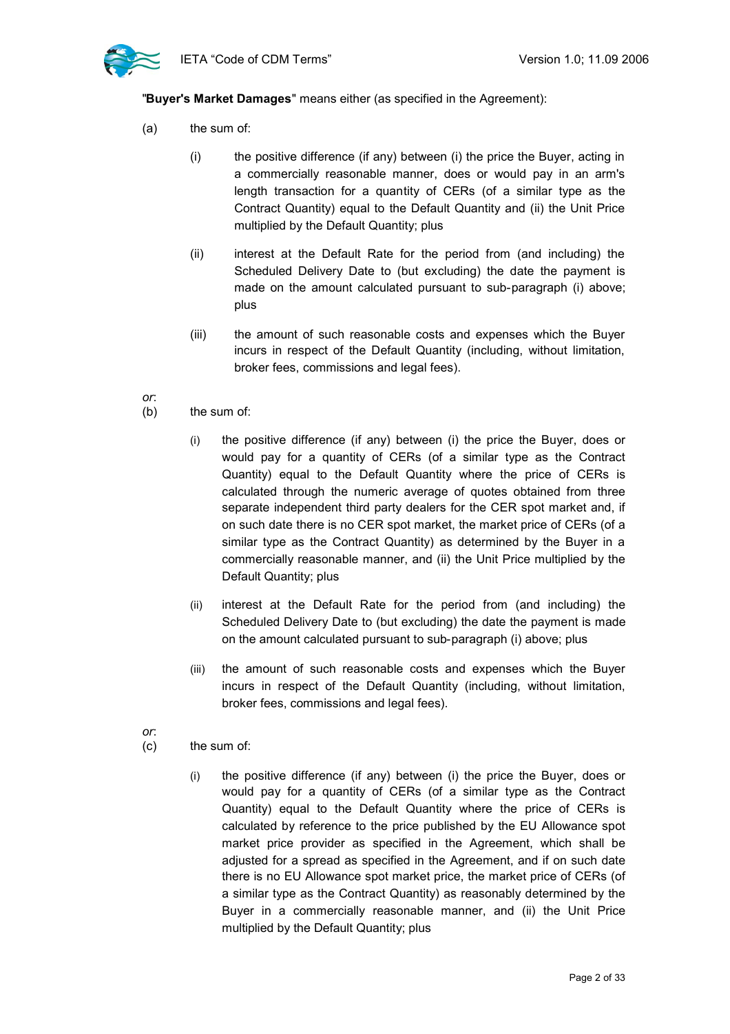"**Buyer's Market Damages**" means either (as specified in the Agreement):

(a) the sum of:

(i) the positive difference (if any) between (i) the price the Buyer, acting in a commercially reasonable manner, does or would pay in an arm's length transaction for a quantity of CERs (of a similar type as the Contract Quantity) equal to the Default Quantity and (ii) the Unit Price multiplied by the Default Quantity; plus

(ii) interest at the Default Rate for the period from (and including) the Scheduled Delivery Date to (but excluding) the date the payment is made on the amount calculated pursuant to sub-paragraph (i) above; plus

(iii) the amount of such reasonable costs and expenses which the Buyer incurs in respect of the Default Quantity (including, without limitation, broker fees, commissions and legal fees).

*or*:

(b) the sum of:

(i) the positive difference (if any) between (i) the price the Buyer, does or would pay for a quantity of CERs (of a similar type as the Contract Quantity) equal to the Default Quantity where the price of CERs is calculated through the numeric average of quotes obtained from three separate independent third party dealers for the CER spot market and, if on such date there is no CER spot market, the market price of CERs (of a similar type as the Contract Quantity) as determined by the Buyer in a commercially reasonable manner, and (ii) the Unit Price multiplied by the Default Quantity; plus

(ii) interest at the Default Rate for the period from (and including) the Scheduled Delivery Date to (but excluding) the date the payment is made on the amount calculated pursuant to sub-paragraph (i) above; plus

(iii) the amount of such reasonable costs and expenses which the Buyer incurs in respect of the Default Quantity (including, without limitation, broker fees, commissions and legal fees).

*or*:

(c) the sum of:

(i) the positive difference (if any) between (i) the price the Buyer, does or would pay for a quantity of CERs (of a similar type as the Contract Quantity) equal to the Default Quantity where the price of CERs is calculated by reference to the price published by the EU Allowance spot market price provider as specified in the Agreement, which shall be adjusted for a spread as specified in the Agreement, and if on such date there is no EU Allowance spot market price, the market price of CERs (of a similar type as the Contract Quantity) as reasonably determined by the Buyer in a commercially reasonable manner, and (ii) the Unit Price multiplied by the Default Quantity; plus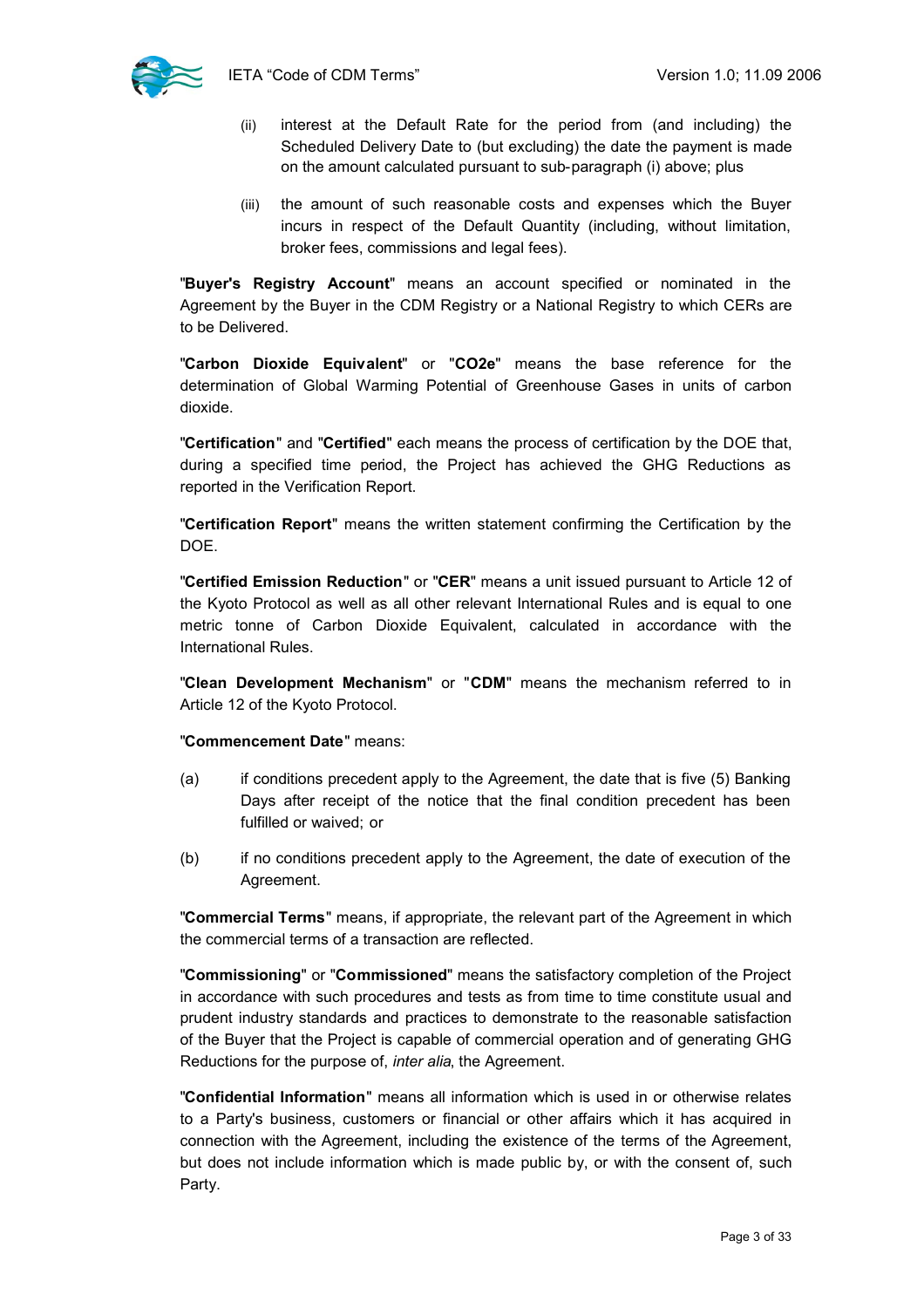(ii) interest at the Default Rate for the period from (and including) the Scheduled Delivery Date to (but excluding) the date the payment is made on the amount calculated pursuant to sub-paragraph (i) above; plus

(iii) the amount of such reasonable costs and expenses which the Buyer incurs in respect of the Default Quantity (including, without limitation, broker fees, commissions and legal fees).

"**Buyer's Registry Account**" means an account specified or nominated in the Agreement by the Buyer in the CDM Registry or a National Registry to which CERs are to be Delivered.

"**Carbon Dioxide Equivalent**" or "**CO2e**" means the base reference for the determination of Global Warming Potential of Greenhouse Gases in units of carbon dioxide.

"**Certification**" and "**Certified**" each means the process of certification by the DOE that, during a specified time period, the Project has achieved the GHG Reductions as reported in the Verification Report.

"**Certification Report**" means the written statement confirming the Certification by the DOE.

"**Certified Emission Reduction**" or "**CER**" means a unit issued pursuant to Article 12 of the Kyoto Protocol as well as all other relevant International Rules and is equal to one metric tonne of Carbon Dioxide Equivalent, calculated in accordance with the International Rules.

"**Clean Development Mechanism**" or "**CDM**" means the mechanism referred to in Article 12 of the Kyoto Protocol.

"**Commencement Date**" means:

(a) if conditions precedent apply to the Agreement, the date that is five (5) Banking Days after receipt of the notice that the final condition precedent has been fulfilled or waived; or

(b) if no conditions precedent apply to the Agreement, the date of execution of the Agreement.

"**Commercial Terms**" means, if appropriate, the relevant part of the Agreement in which the commercial terms of a transaction are reflected.

"**Commissioning**" or "**Commissioned**" means the satisfactory completion of the Project in accordance with such procedures and tests as from time to time constitute usual and prudent industry standards and practices to demonstrate to the reasonable satisfaction of the Buyer that the Project is capable of commercial operation and of generating GHG Reductions for the purpose of, *inter alia*, the Agreement.

"**Confidential Information**" means all information which is used in or otherwise relates to a Party's business, customers or financial or other affairs which it has acquired in connection with the Agreement, including the existence of the terms of the Agreement, but does not include information which is made public by, or with the consent of, such Party.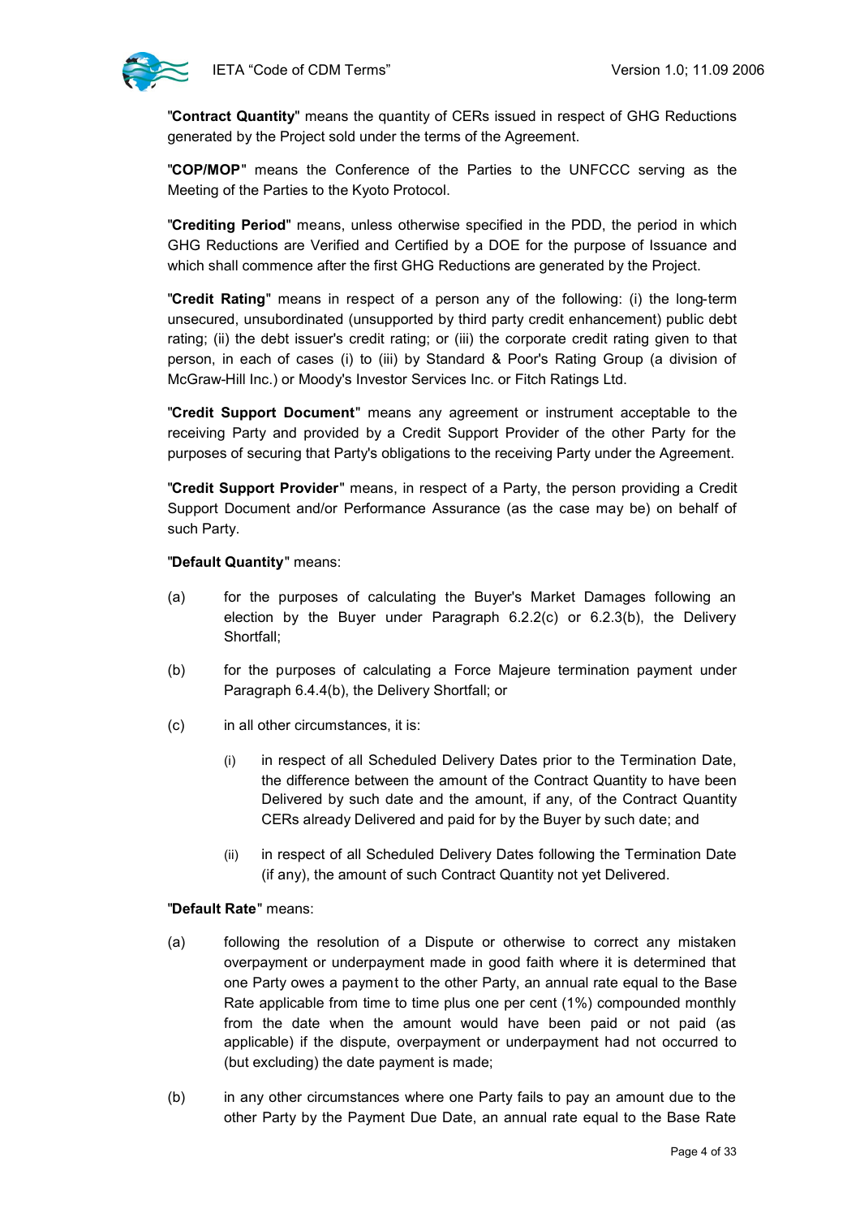"**Contract Quantity**" means the quantity of CERs issued in respect of GHG Reductions generated by the Project sold under the terms of the Agreement.

"**COP/MOP**" means the Conference of the Parties to the UNFCCC serving as the Meeting of the Parties to the Kyoto Protocol.

"**Crediting Period**" means, unless otherwise specified in the PDD, the period in which GHG Reductions are Verified and Certified by a DOE for the purpose of Issuance and which shall commence after the first GHG Reductions are generated by the Project.

"**Credit Rating**" means in respect of a person any of the following: (i) the long-term unsecured, unsubordinated (unsupported by third party credit enhancement) public debt rating; (ii) the debt issuer's credit rating; or (iii) the corporate credit rating given to that person, in each of cases (i) to (iii) by Standard & Poor's Rating Group (a division of McGraw-Hill Inc.) or Moody's Investor Services Inc. or Fitch Ratings Ltd.

"**Credit Support Document**" means any agreement or instrument acceptable to the receiving Party and provided by a Credit Support Provider of the other Party for the purposes of securing that Party's obligations to the receiving Party under the Agreement.

"**Credit Support Provider**" means, in respect of a Party, the person providing a Credit Support Document and/or Performance Assurance (as the case may be) on behalf of such Party.

"**Default Quantity**" means:

(a) for the purposes of calculating the Buyer's Market Damages following an election by the Buyer under Paragraph 6.2.2(c) or 6.2.3(b), the Delivery Shortfall;

(b) for the purposes of calculating a Force Majeure termination payment under Paragraph 6.4.4(b), the Delivery Shortfall; or

(c) in all other circumstances, it is:

   (i) in respect of all Scheduled Delivery Dates prior to the Termination Date, the difference between the amount of the Contract Quantity to have been Delivered by such date and the amount, if any, of the Contract Quantity CERs already Delivered and paid for by the Buyer by such date; and

   (ii) in respect of all Scheduled Delivery Dates following the Termination Date (if any), the amount of such Contract Quantity not yet Delivered.

"**Default Rate**" means:

(a) following the resolution of a Dispute or otherwise to correct any mistaken overpayment or underpayment made in good faith where it is determined that one Party owes a payment to the other Party, an annual rate equal to the Base Rate applicable from time to time plus one per cent (1%) compounded monthly from the date when the amount would have been paid or not paid (as applicable) if the dispute, overpayment or underpayment had not occurred to (but excluding) the date payment is made;

(b) in any other circumstances where one Party fails to pay an amount due to the other Party by the Payment Due Date, an annual rate equal to the Base Rate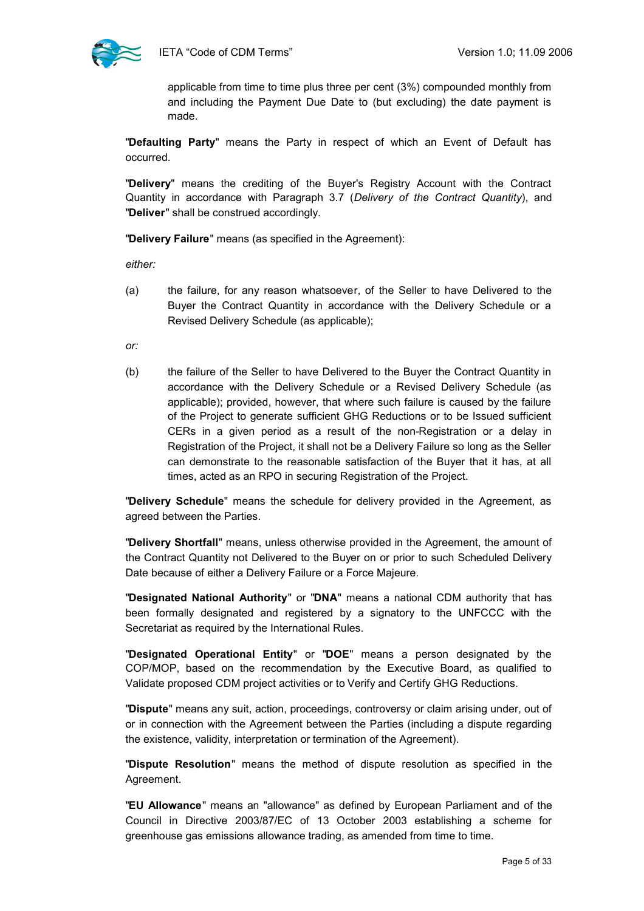applicable from time to time plus three per cent (3%) compounded monthly from and including the Payment Due Date to (but excluding) the date payment is made.

"**Defaulting Party**" means the Party in respect of which an Event of Default has occurred.

"**Delivery**" means the crediting of the Buyer's Registry Account with the Contract Quantity in accordance with Paragraph 3.7 (*Delivery of the Contract Quantity*), and "**Deliver**" shall be construed accordingly.

"**Delivery Failure**" means (as specified in the Agreement):

*either:*

(a) the failure, for any reason whatsoever, of the Seller to have Delivered to the Buyer the Contract Quantity in accordance with the Delivery Schedule or a Revised Delivery Schedule (as applicable);

*or:*

(b) the failure of the Seller to have Delivered to the Buyer the Contract Quantity in accordance with the Delivery Schedule or a Revised Delivery Schedule (as applicable); provided, however, that where such failure is caused by the failure of the Project to generate sufficient GHG Reductions or to be Issued sufficient CERs in a given period as a result of the non-Registration or a delay in Registration of the Project, it shall not be a Delivery Failure so long as the Seller can demonstrate to the reasonable satisfaction of the Buyer that it has, at all times, acted as an RPO in securing Registration of the Project.

"**Delivery Schedule**" means the schedule for delivery provided in the Agreement, as agreed between the Parties.

"**Delivery Shortfall**" means, unless otherwise provided in the Agreement, the amount of the Contract Quantity not Delivered to the Buyer on or prior to such Scheduled Delivery Date because of either a Delivery Failure or a Force Majeure.

"**Designated National Authority**" or "**DNA**" means a national CDM authority that has been formally designated and registered by a signatory to the UNFCCC with the Secretariat as required by the International Rules.

"**Designated Operational Entity**" or "**DOE**" means a person designated by the COP/MOP, based on the recommendation by the Executive Board, as qualified to Validate proposed CDM project activities or to Verify and Certify GHG Reductions.

"**Dispute**" means any suit, action, proceedings, controversy or claim arising under, out of or in connection with the Agreement between the Parties (including a dispute regarding the existence, validity, interpretation or termination of the Agreement).

"**Dispute Resolution**" means the method of dispute resolution as specified in the Agreement.

"**EU Allowance**" means an "allowance" as defined by European Parliament and of the Council in Directive 2003/87/EC of 13 October 2003 establishing a scheme for greenhouse gas emissions allowance trading, as amended from time to time.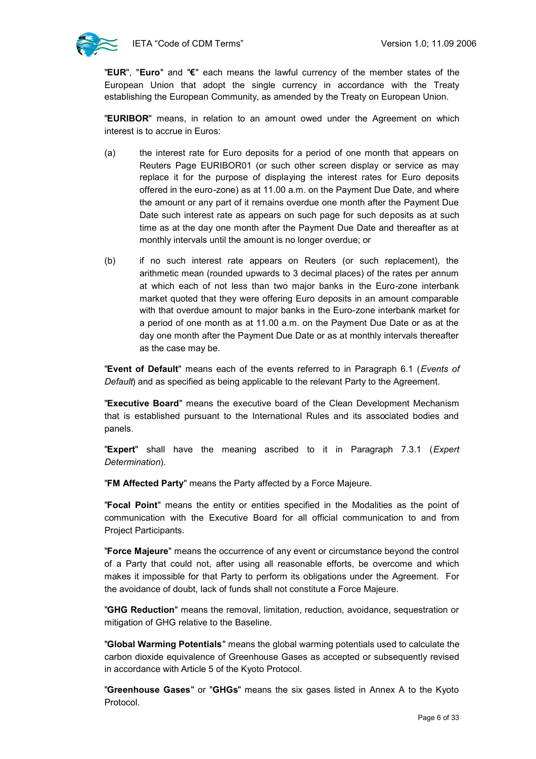"**EUR**", "**Euro**" and "**€**" each means the lawful currency of the member states of the European Union that adopt the single currency in accordance with the Treaty establishing the European Community, as amended by the Treaty on European Union.

"**EURIBOR**" means, in relation to an amount owed under the Agreement on which interest is to accrue in Euros:

(a) the interest rate for Euro deposits for a period of one month that appears on Reuters Page EURIBOR01 (or such other screen display or service as may replace it for the purpose of displaying the interest rates for Euro deposits offered in the euro-zone) as at 11.00 a.m. on the Payment Due Date, and where the amount or any part of it remains overdue one month after the Payment Due Date such interest rate as appears on such page for such deposits as at such time as at the day one month after the Payment Due Date and thereafter as at monthly intervals until the amount is no longer overdue; or

(b) if no such interest rate appears on Reuters (or such replacement), the arithmetic mean (rounded upwards to 3 decimal places) of the rates per annum at which each of not less than two major banks in the Euro-zone interbank market quoted that they were offering Euro deposits in an amount comparable with that overdue amount to major banks in the Euro-zone interbank market for a period of one month as at 11.00 a.m. on the Payment Due Date or as at the day one month after the Payment Due Date or as at monthly intervals thereafter as the case may be.

"**Event of Default**" means each of the events referred to in Paragraph 6.1 (*Events of Default*) and as specified as being applicable to the relevant Party to the Agreement.

"**Executive Board**" means the executive board of the Clean Development Mechanism that is established pursuant to the International Rules and its associated bodies and panels.

"**Expert**" shall have the meaning ascribed to it in Paragraph 7.3.1 (*Expert Determination*).

"**FM Affected Party**" means the Party affected by a Force Majeure.

"**Focal Point**" means the entity or entities specified in the Modalities as the point of communication with the Executive Board for all official communication to and from Project Participants.

"**Force Majeure**" means the occurrence of any event or circumstance beyond the control of a Party that could not, after using all reasonable efforts, be overcome and which makes it impossible for that Party to perform its obligations under the Agreement. For the avoidance of doubt, lack of funds shall not constitute a Force Majeure.

"**GHG Reduction**" means the removal, limitation, reduction, avoidance, sequestration or mitigation of GHG relative to the Baseline.

"**Global Warming Potentials**" means the global warming potentials used to calculate the carbon dioxide equivalence of Greenhouse Gases as accepted or subsequently revised in accordance with Article 5 of the Kyoto Protocol.

"**Greenhouse Gases**" or "**GHGs**" means the six gases listed in Annex A to the Kyoto Protocol.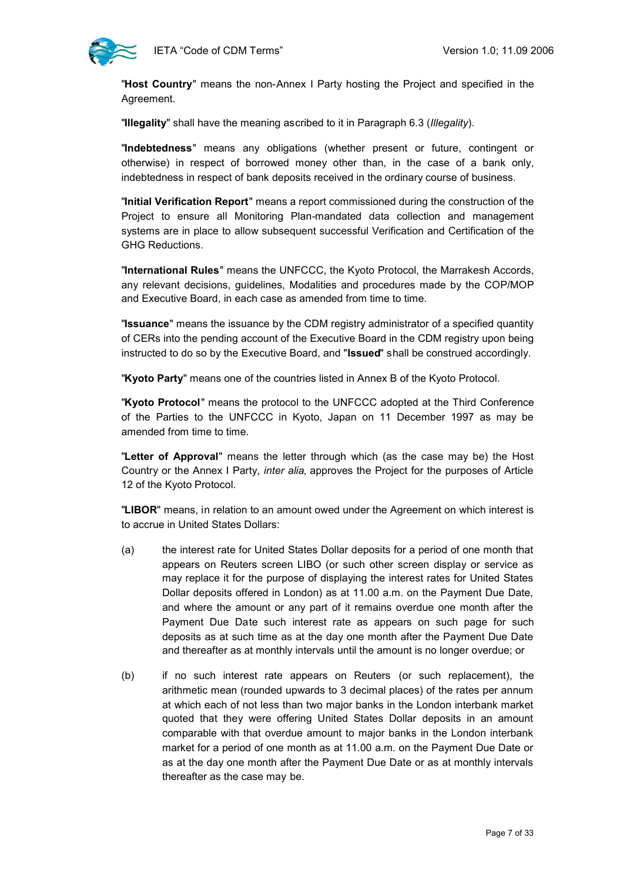"**Host Country**" means the non-Annex I Party hosting the Project and specified in the Agreement.

"**Illegality**" shall have the meaning ascribed to it in Paragraph 6.3 (*Illegality*).

"**Indebtedness**" means any obligations (whether present or future, contingent or otherwise) in respect of borrowed money other than, in the case of a bank only, indebtedness in respect of bank deposits received in the ordinary course of business.

"**Initial Verification Report**" means a report commissioned during the construction of the Project to ensure all Monitoring Plan-mandated data collection and management systems are in place to allow subsequent successful Verification and Certification of the GHG Reductions.

"**International Rules**" means the UNFCCC, the Kyoto Protocol, the Marrakesh Accords, any relevant decisions, guidelines, Modalities and procedures made by the COP/MOP and Executive Board, in each case as amended from time to time.

"**Issuance**" means the issuance by the CDM registry administrator of a specified quantity of CERs into the pending account of the Executive Board in the CDM registry upon being instructed to do so by the Executive Board, and "**Issued**" shall be construed accordingly.

"**Kyoto Party**" means one of the countries listed in Annex B of the Kyoto Protocol.

"**Kyoto Protocol**" means the protocol to the UNFCCC adopted at the Third Conference of the Parties to the UNFCCC in Kyoto, Japan on 11 December 1997 as may be amended from time to time.

"**Letter of Approval**" means the letter through which (as the case may be) the Host Country or the Annex I Party, *inter alia*, approves the Project for the purposes of Article 12 of the Kyoto Protocol.

"**LIBOR**" means, in relation to an amount owed under the Agreement on which interest is to accrue in United States Dollars:

(a) the interest rate for United States Dollar deposits for a period of one month that appears on Reuters screen LIBO (or such other screen display or service as may replace it for the purpose of displaying the interest rates for United States Dollar deposits offered in London) as at 11.00 a.m. on the Payment Due Date, and where the amount or any part of it remains overdue one month after the Payment Due Date such interest rate as appears on such page for such deposits as at such time as at the day one month after the Payment Due Date and thereafter as at monthly intervals until the amount is no longer overdue; or

(b) if no such interest rate appears on Reuters (or such replacement), the arithmetic mean (rounded upwards to 3 decimal places) of the rates per annum at which each of not less than two major banks in the London interbank market quoted that they were offering United States Dollar deposits in an amount comparable with that overdue amount to major banks in the London interbank market for a period of one month as at 11.00 a.m. on the Payment Due Date or as at the day one month after the Payment Due Date or as at monthly intervals thereafter as the case may be.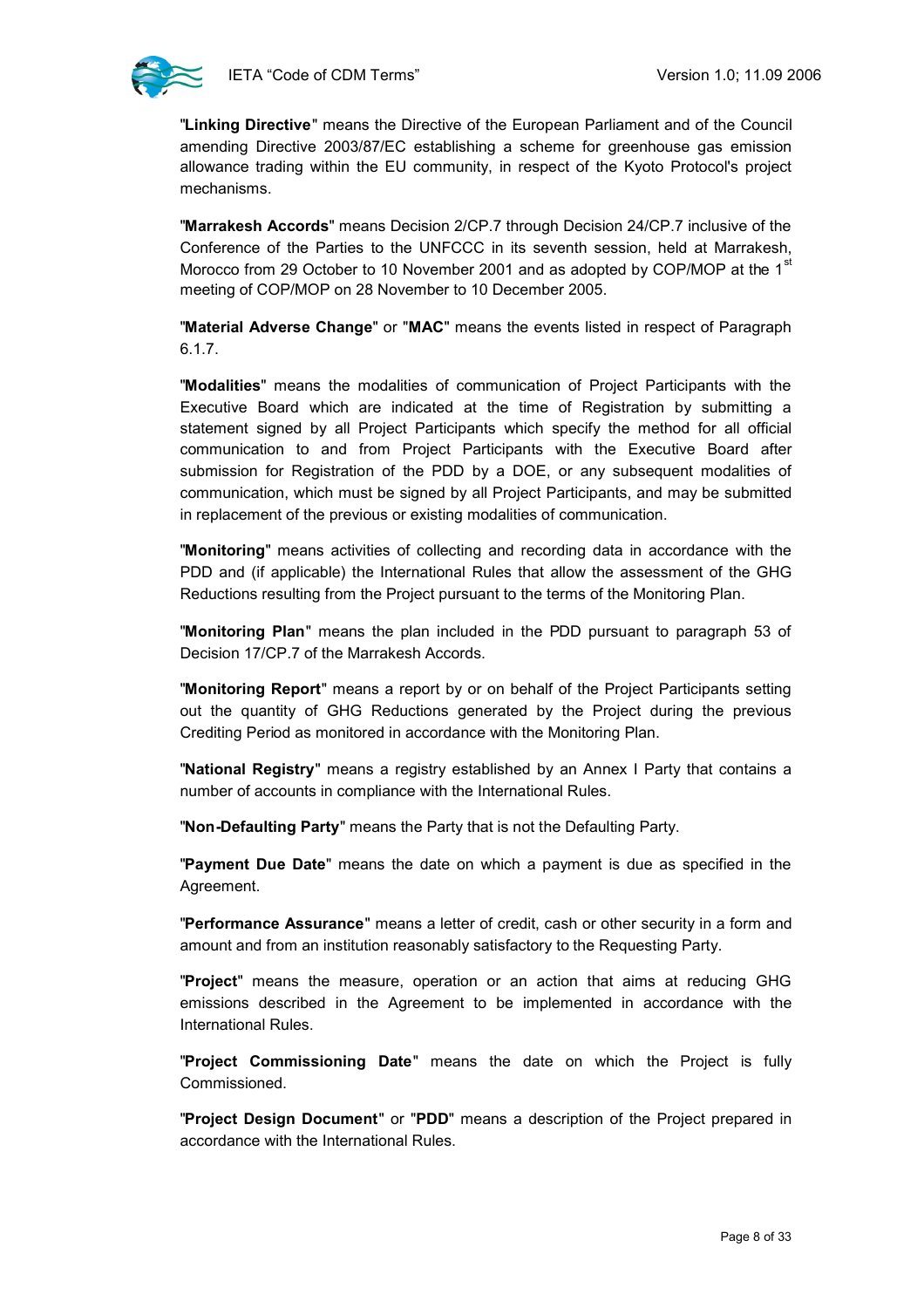"**Linking Directive**" means the Directive of the European Parliament and of the Council amending Directive 2003/87/EC establishing a scheme for greenhouse gas emission allowance trading within the EU community, in respect of the Kyoto Protocol's project mechanisms.

"**Marrakesh Accords**" means Decision 2/CP.7 through Decision 24/CP.7 inclusive of the Conference of the Parties to the UNFCCC in its seventh session, held at Marrakesh, Morocco from 29 October to 10 November 2001 and as adopted by COP/MOP at the 1st meeting of COP/MOP on 28 November to 10 December 2005.

"**Material Adverse Change**" or "**MAC**" means the events listed in respect of Paragraph 6.1.7.

"**Modalities**" means the modalities of communication of Project Participants with the Executive Board which are indicated at the time of Registration by submitting a statement signed by all Project Participants which specify the method for all official communication to and from Project Participants with the Executive Board after submission for Registration of the PDD by a DOE, or any subsequent modalities of communication, which must be signed by all Project Participants, and may be submitted in replacement of the previous or existing modalities of communication.

"**Monitoring**" means activities of collecting and recording data in accordance with the PDD and (if applicable) the International Rules that allow the assessment of the GHG Reductions resulting from the Project pursuant to the terms of the Monitoring Plan.

"**Monitoring Plan**" means the plan included in the PDD pursuant to paragraph 53 of Decision 17/CP.7 of the Marrakesh Accords.

"**Monitoring Report**" means a report by or on behalf of the Project Participants setting out the quantity of GHG Reductions generated by the Project during the previous Crediting Period as monitored in accordance with the Monitoring Plan.

"**National Registry**" means a registry established by an Annex I Party that contains a number of accounts in compliance with the International Rules.

"**Non-Defaulting Party**" means the Party that is not the Defaulting Party.

"**Payment Due Date**" means the date on which a payment is due as specified in the Agreement.

"**Performance Assurance**" means a letter of credit, cash or other security in a form and amount and from an institution reasonably satisfactory to the Requesting Party.

"**Project**" means the measure, operation or an action that aims at reducing GHG emissions described in the Agreement to be implemented in accordance with the International Rules.

"**Project Commissioning Date**" means the date on which the Project is fully Commissioned.

"**Project Design Document**" or "**PDD**" means a description of the Project prepared in accordance with the International Rules.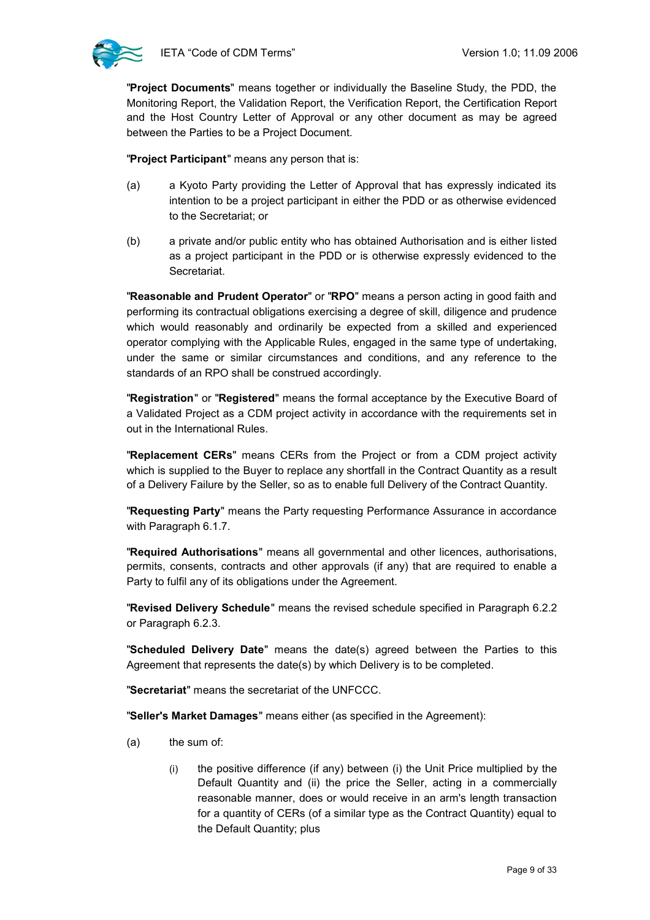"**Project Documents**" means together or individually the Baseline Study, the PDD, the Monitoring Report, the Validation Report, the Verification Report, the Certification Report and the Host Country Letter of Approval or any other document as may be agreed between the Parties to be a Project Document.

"**Project Participant**" means any person that is:

(a) a Kyoto Party providing the Letter of Approval that has expressly indicated its intention to be a project participant in either the PDD or as otherwise evidenced to the Secretariat; or

(b) a private and/or public entity who has obtained Authorisation and is either listed as a project participant in the PDD or is otherwise expressly evidenced to the Secretariat.

"**Reasonable and Prudent Operator**" or "**RPO**" means a person acting in good faith and performing its contractual obligations exercising a degree of skill, diligence and prudence which would reasonably and ordinarily be expected from a skilled and experienced operator complying with the Applicable Rules, engaged in the same type of undertaking, under the same or similar circumstances and conditions, and any reference to the standards of an RPO shall be construed accordingly.

"**Registration**" or "**Registered**" means the formal acceptance by the Executive Board of a Validated Project as a CDM project activity in accordance with the requirements set in out in the International Rules.

"**Replacement CERs**" means CERs from the Project or from a CDM project activity which is supplied to the Buyer to replace any shortfall in the Contract Quantity as a result of a Delivery Failure by the Seller, so as to enable full Delivery of the Contract Quantity.

"**Requesting Party**" means the Party requesting Performance Assurance in accordance with Paragraph 6.1.7.

"**Required Authorisations**" means all governmental and other licences, authorisations, permits, consents, contracts and other approvals (if any) that are required to enable a Party to fulfil any of its obligations under the Agreement.

"**Revised Delivery Schedule**" means the revised schedule specified in Paragraph 6.2.2 or Paragraph 6.2.3.

"**Scheduled Delivery Date**" means the date(s) agreed between the Parties to this Agreement that represents the date(s) by which Delivery is to be completed.

"**Secretariat**" means the secretariat of the UNFCCC.

"**Seller's Market Damages**" means either (as specified in the Agreement):

(a) the sum of:

(i) the positive difference (if any) between (i) the Unit Price multiplied by the Default Quantity and (ii) the price the Seller, acting in a commercially reasonable manner, does or would receive in an arm's length transaction for a quantity of CERs (of a similar type as the Contract Quantity) equal to the Default Quantity; plus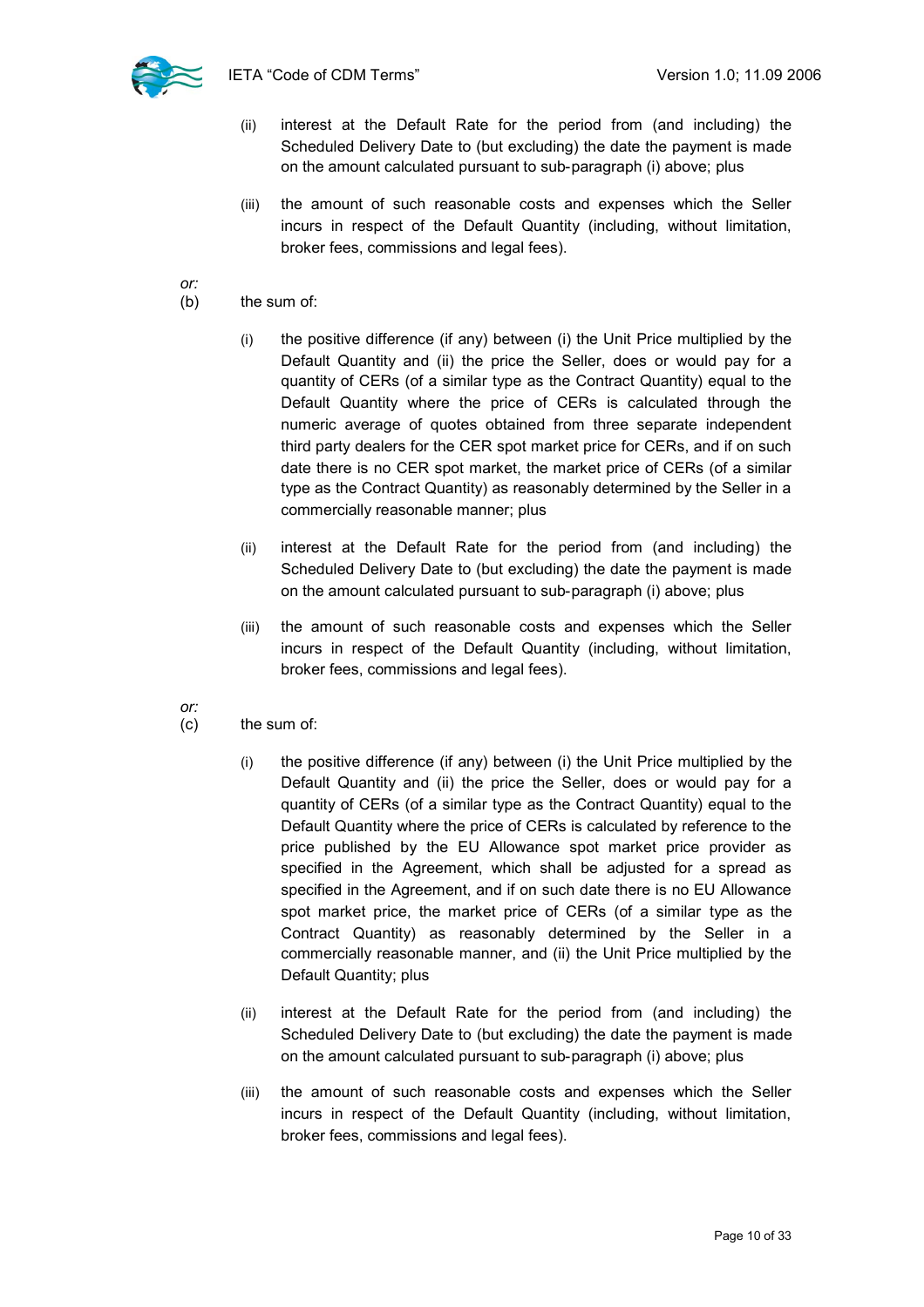(ii) interest at the Default Rate for the period from (and including) the Scheduled Delivery Date to (but excluding) the date the payment is made on the amount calculated pursuant to sub-paragraph (i) above; plus

(iii) the amount of such reasonable costs and expenses which the Seller incurs in respect of the Default Quantity (including, without limitation, broker fees, commissions and legal fees).

*or:*

(b) the sum of:

(i) the positive difference (if any) between (i) the Unit Price multiplied by the Default Quantity and (ii) the price the Seller, does or would pay for a quantity of CERs (of a similar type as the Contract Quantity) equal to the Default Quantity where the price of CERs is calculated through the numeric average of quotes obtained from three separate independent third party dealers for the CER spot market price for CERs, and if on such date there is no CER spot market, the market price of CERs (of a similar type as the Contract Quantity) as reasonably determined by the Seller in a commercially reasonable manner; plus

(ii) interest at the Default Rate for the period from (and including) the Scheduled Delivery Date to (but excluding) the date the payment is made on the amount calculated pursuant to sub-paragraph (i) above; plus

(iii) the amount of such reasonable costs and expenses which the Seller incurs in respect of the Default Quantity (including, without limitation, broker fees, commissions and legal fees).

*or:*

(c) the sum of:

(i) the positive difference (if any) between (i) the Unit Price multiplied by the Default Quantity and (ii) the price the Seller, does or would pay for a quantity of CERs (of a similar type as the Contract Quantity) equal to the Default Quantity where the price of CERs is calculated by reference to the price published by the EU Allowance spot market price provider as specified in the Agreement, which shall be adjusted for a spread as specified in the Agreement, and if on such date there is no EU Allowance spot market price, the market price of CERs (of a similar type as the Contract Quantity) as reasonably determined by the Seller in a commercially reasonable manner, and (ii) the Unit Price multiplied by the Default Quantity; plus

(ii) interest at the Default Rate for the period from (and including) the Scheduled Delivery Date to (but excluding) the date the payment is made on the amount calculated pursuant to sub-paragraph (i) above; plus

(iii) the amount of such reasonable costs and expenses which the Seller incurs in respect of the Default Quantity (including, without limitation, broker fees, commissions and legal fees).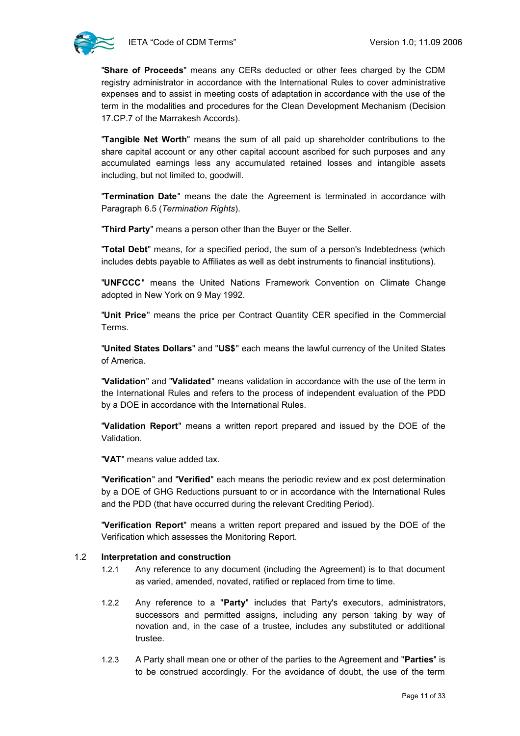"**Share of Proceeds**" means any CERs deducted or other fees charged by the CDM registry administrator in accordance with the International Rules to cover administrative expenses and to assist in meeting costs of adaptation in accordance with the use of the term in the modalities and procedures for the Clean Development Mechanism (Decision 17.CP.7 of the Marrakesh Accords).

"**Tangible Net Worth**" means the sum of all paid up shareholder contributions to the share capital account or any other capital account ascribed for such purposes and any accumulated earnings less any accumulated retained losses and intangible assets including, but not limited to, goodwill.

"**Termination Date**" means the date the Agreement is terminated in accordance with Paragraph 6.5 (*Termination Rights*).

"**Third Party**" means a person other than the Buyer or the Seller.

"**Total Debt**" means, for a specified period, the sum of a person's Indebtedness (which includes debts payable to Affiliates as well as debt instruments to financial institutions).

"**UNFCCC**" means the United Nations Framework Convention on Climate Change adopted in New York on 9 May 1992.

"**Unit Price**" means the price per Contract Quantity CER specified in the Commercial Terms.

"**United States Dollars**" and "**US$**" each means the lawful currency of the United States of America.

"**Validation**" and "**Validated**" means validation in accordance with the use of the term in the International Rules and refers to the process of independent evaluation of the PDD by a DOE in accordance with the International Rules.

"**Validation Report**" means a written report prepared and issued by the DOE of the Validation.

"**VAT**" means value added tax.

"**Verification**" and "**Verified**" each means the periodic review and ex post determination by a DOE of GHG Reductions pursuant to or in accordance with the International Rules and the PDD (that have occurred during the relevant Crediting Period).

"**Verification Report**" means a written report prepared and issued by the DOE of the Verification which assesses the Monitoring Report.

### 1.2 Interpretation and construction

1.2.1 Any reference to any document (including the Agreement) is to that document as varied, amended, novated, ratified or replaced from time to time.

1.2.2 Any reference to a "**Party**" includes that Party's executors, administrators, successors and permitted assigns, including any person taking by way of novation and, in the case of a trustee, includes any substituted or additional trustee.

1.2.3 A Party shall mean one or other of the parties to the Agreement and "**Parties**" is to be construed accordingly. For the avoidance of doubt, the use of the term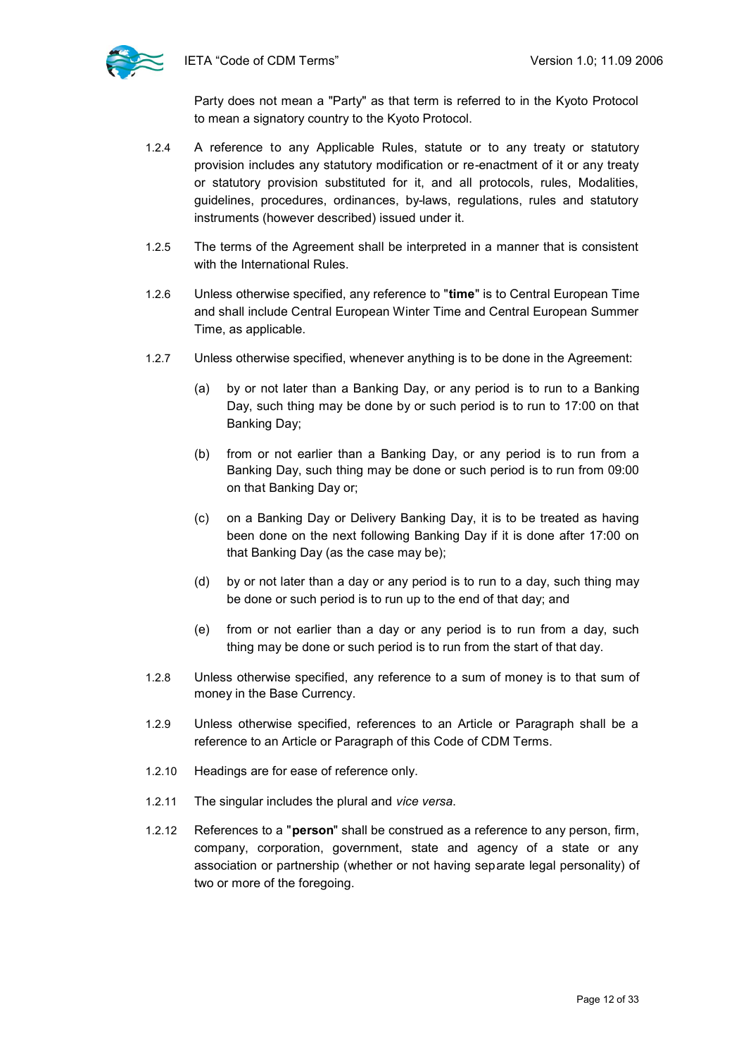Party does not mean a "Party" as that term is referred to in the Kyoto Protocol to mean a signatory country to the Kyoto Protocol.

1.2.4 A reference to any Applicable Rules, statute or to any treaty or statutory provision includes any statutory modification or re-enactment of it or any treaty or statutory provision substituted for it, and all protocols, rules, Modalities, guidelines, procedures, ordinances, by-laws, regulations, rules and statutory instruments (however described) issued under it.

1.2.5 The terms of the Agreement shall be interpreted in a manner that is consistent with the International Rules.

1.2.6 Unless otherwise specified, any reference to "**time**" is to Central European Time and shall include Central European Winter Time and Central European Summer Time, as applicable.

1.2.7 Unless otherwise specified, whenever anything is to be done in the Agreement:

(a) by or not later than a Banking Day, or any period is to run to a Banking Day, such thing may be done by or such period is to run to 17:00 on that Banking Day;

(b) from or not earlier than a Banking Day, or any period is to run from a Banking Day, such thing may be done or such period is to run from 09:00 on that Banking Day or;

(c) on a Banking Day or Delivery Banking Day, it is to be treated as having been done on the next following Banking Day if it is done after 17:00 on that Banking Day (as the case may be);

(d) by or not later than a day or any period is to run to a day, such thing may be done or such period is to run up to the end of that day; and

(e) from or not earlier than a day or any period is to run from a day, such thing may be done or such period is to run from the start of that day.

1.2.8 Unless otherwise specified, any reference to a sum of money is to that sum of money in the Base Currency.

1.2.9 Unless otherwise specified, references to an Article or Paragraph shall be a reference to an Article or Paragraph of this Code of CDM Terms.

1.2.10 Headings are for ease of reference only.

1.2.11 The singular includes the plural and *vice versa*.

1.2.12 References to a "**person**" shall be construed as a reference to any person, firm, company, corporation, government, state and agency of a state or any association or partnership (whether or not having separate legal personality) of two or more of the foregoing.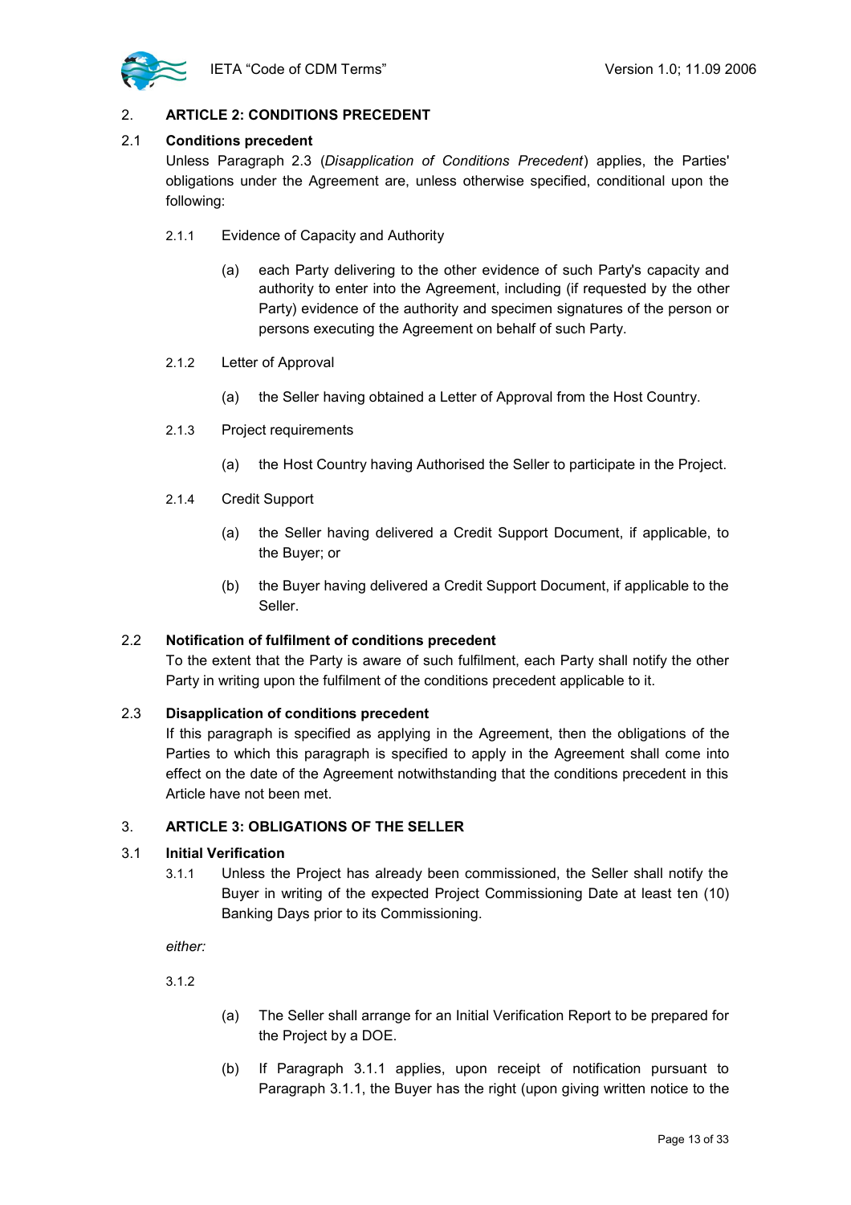## 2. ARTICLE 2: CONDITIONS PRECEDENT

### 2.1 Conditions precedent

Unless Paragraph 2.3 (*Disapplication of Conditions Precedent*) applies, the Parties' obligations under the Agreement are, unless otherwise specified, conditional upon the following:

2.1.1 Evidence of Capacity and Authority

(a) each Party delivering to the other evidence of such Party's capacity and authority to enter into the Agreement, including (if requested by the other Party) evidence of the authority and specimen signatures of the person or persons executing the Agreement on behalf of such Party.

2.1.2 Letter of Approval

(a) the Seller having obtained a Letter of Approval from the Host Country.

2.1.3 Project requirements

(a) the Host Country having Authorised the Seller to participate in the Project.

2.1.4 Credit Support

(a) the Seller having delivered a Credit Support Document, if applicable, to the Buyer; or

(b) the Buyer having delivered a Credit Support Document, if applicable to the Seller.

### 2.2 Notification of fulfilment of conditions precedent

To the extent that the Party is aware of such fulfilment, each Party shall notify the other Party in writing upon the fulfilment of the conditions precedent applicable to it.

### 2.3 Disapplication of conditions precedent

If this paragraph is specified as applying in the Agreement, then the obligations of the Parties to which this paragraph is specified to apply in the Agreement shall come into effect on the date of the Agreement notwithstanding that the conditions precedent in this Article have not been met.

## 3. ARTICLE 3: OBLIGATIONS OF THE SELLER

### 3.1 Initial Verification

3.1.1 Unless the Project has already been commissioned, the Seller shall notify the Buyer in writing of the expected Project Commissioning Date at least ten (10) Banking Days prior to its Commissioning.

*either:*

3.1.2

(a) The Seller shall arrange for an Initial Verification Report to be prepared for the Project by a DOE.

(b) If Paragraph 3.1.1 applies, upon receipt of notification pursuant to Paragraph 3.1.1, the Buyer has the right (upon giving written notice to the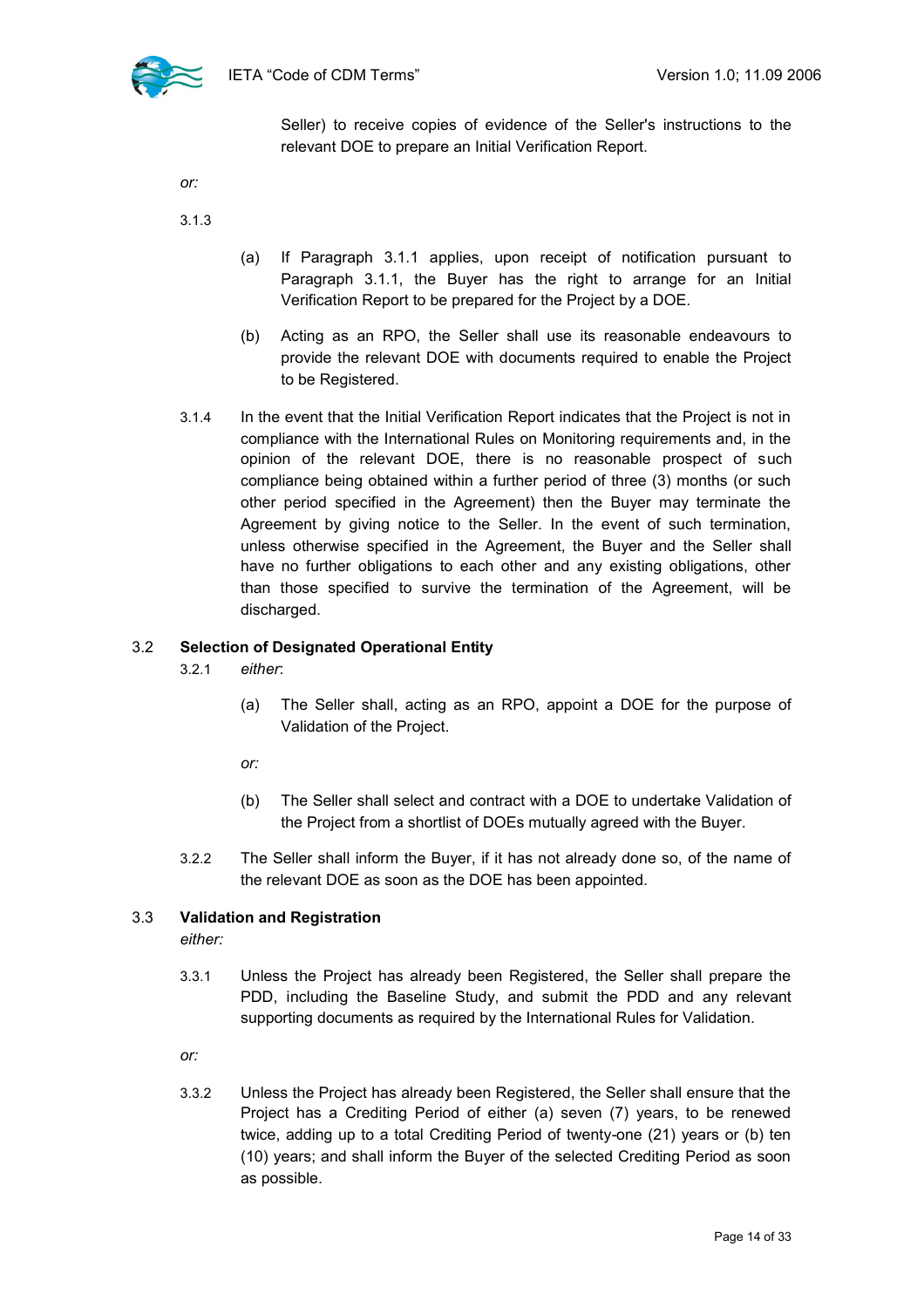Seller) to receive copies of evidence of the Seller's instructions to the relevant DOE to prepare an Initial Verification Report.

*or:*

3.1.3

(a) If Paragraph 3.1.1 applies, upon receipt of notification pursuant to Paragraph 3.1.1, the Buyer has the right to arrange for an Initial Verification Report to be prepared for the Project by a DOE.

(b) Acting as an RPO, the Seller shall use its reasonable endeavours to provide the relevant DOE with documents required to enable the Project to be Registered.

3.1.4 In the event that the Initial Verification Report indicates that the Project is not in compliance with the International Rules on Monitoring requirements and, in the opinion of the relevant DOE, there is no reasonable prospect of such compliance being obtained within a further period of three (3) months (or such other period specified in the Agreement) then the Buyer may terminate the Agreement by giving notice to the Seller. In the event of such termination, unless otherwise specified in the Agreement, the Buyer and the Seller shall have no further obligations to each other and any existing obligations, other than those specified to survive the termination of the Agreement, will be discharged.

### 3.2 Selection of Designated Operational Entity

3.2.1 *either*:

(a) The Seller shall, acting as an RPO, appoint a DOE for the purpose of Validation of the Project.

*or:*

(b) The Seller shall select and contract with a DOE to undertake Validation of the Project from a shortlist of DOEs mutually agreed with the Buyer.

3.2.2 The Seller shall inform the Buyer, if it has not already done so, of the name of the relevant DOE as soon as the DOE has been appointed.

### 3.3 Validation and Registration

*either:*

3.3.1 Unless the Project has already been Registered, the Seller shall prepare the PDD, including the Baseline Study, and submit the PDD and any relevant supporting documents as required by the International Rules for Validation.

*or:*

3.3.2 Unless the Project has already been Registered, the Seller shall ensure that the Project has a Crediting Period of either (a) seven (7) years, to be renewed twice, adding up to a total Crediting Period of twenty-one (21) years or (b) ten (10) years; and shall inform the Buyer of the selected Crediting Period as soon as possible.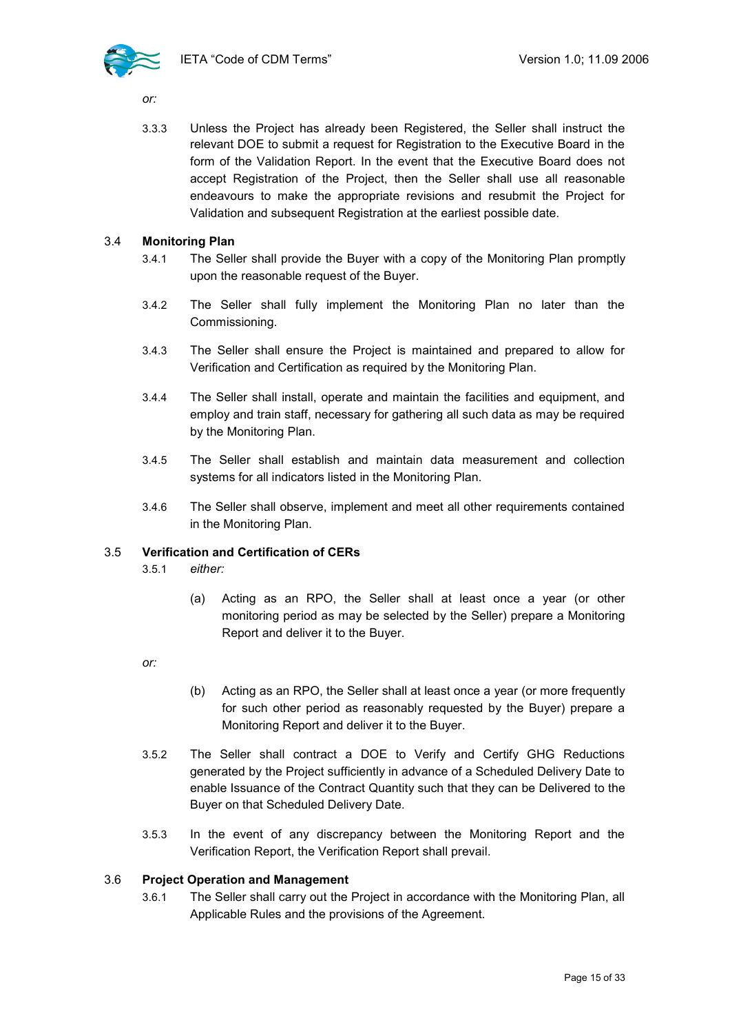*or:*

3.3.3 Unless the Project has already been Registered, the Seller shall instruct the relevant DOE to submit a request for Registration to the Executive Board in the form of the Validation Report. In the event that the Executive Board does not accept Registration of the Project, then the Seller shall use all reasonable endeavours to make the appropriate revisions and resubmit the Project for Validation and subsequent Registration at the earliest possible date.

### 3.4 Monitoring Plan

3.4.1 The Seller shall provide the Buyer with a copy of the Monitoring Plan promptly upon the reasonable request of the Buyer.

3.4.2 The Seller shall fully implement the Monitoring Plan no later than the Commissioning.

3.4.3 The Seller shall ensure the Project is maintained and prepared to allow for Verification and Certification as required by the Monitoring Plan.

3.4.4 The Seller shall install, operate and maintain the facilities and equipment, and employ and train staff, necessary for gathering all such data as may be required by the Monitoring Plan.

3.4.5 The Seller shall establish and maintain data measurement and collection systems for all indicators listed in the Monitoring Plan.

3.4.6 The Seller shall observe, implement and meet all other requirements contained in the Monitoring Plan.

### 3.5 Verification and Certification of CERs

3.5.1 *either:*

(a) Acting as an RPO, the Seller shall at least once a year (or other monitoring period as may be selected by the Seller) prepare a Monitoring Report and deliver it to the Buyer.

*or:*

(b) Acting as an RPO, the Seller shall at least once a year (or more frequently for such other period as reasonably requested by the Buyer) prepare a Monitoring Report and deliver it to the Buyer.

3.5.2 The Seller shall contract a DOE to Verify and Certify GHG Reductions generated by the Project sufficiently in advance of a Scheduled Delivery Date to enable Issuance of the Contract Quantity such that they can be Delivered to the Buyer on that Scheduled Delivery Date.

3.5.3 In the event of any discrepancy between the Monitoring Report and the Verification Report, the Verification Report shall prevail.

### 3.6 Project Operation and Management

3.6.1 The Seller shall carry out the Project in accordance with the Monitoring Plan, all Applicable Rules and the provisions of the Agreement.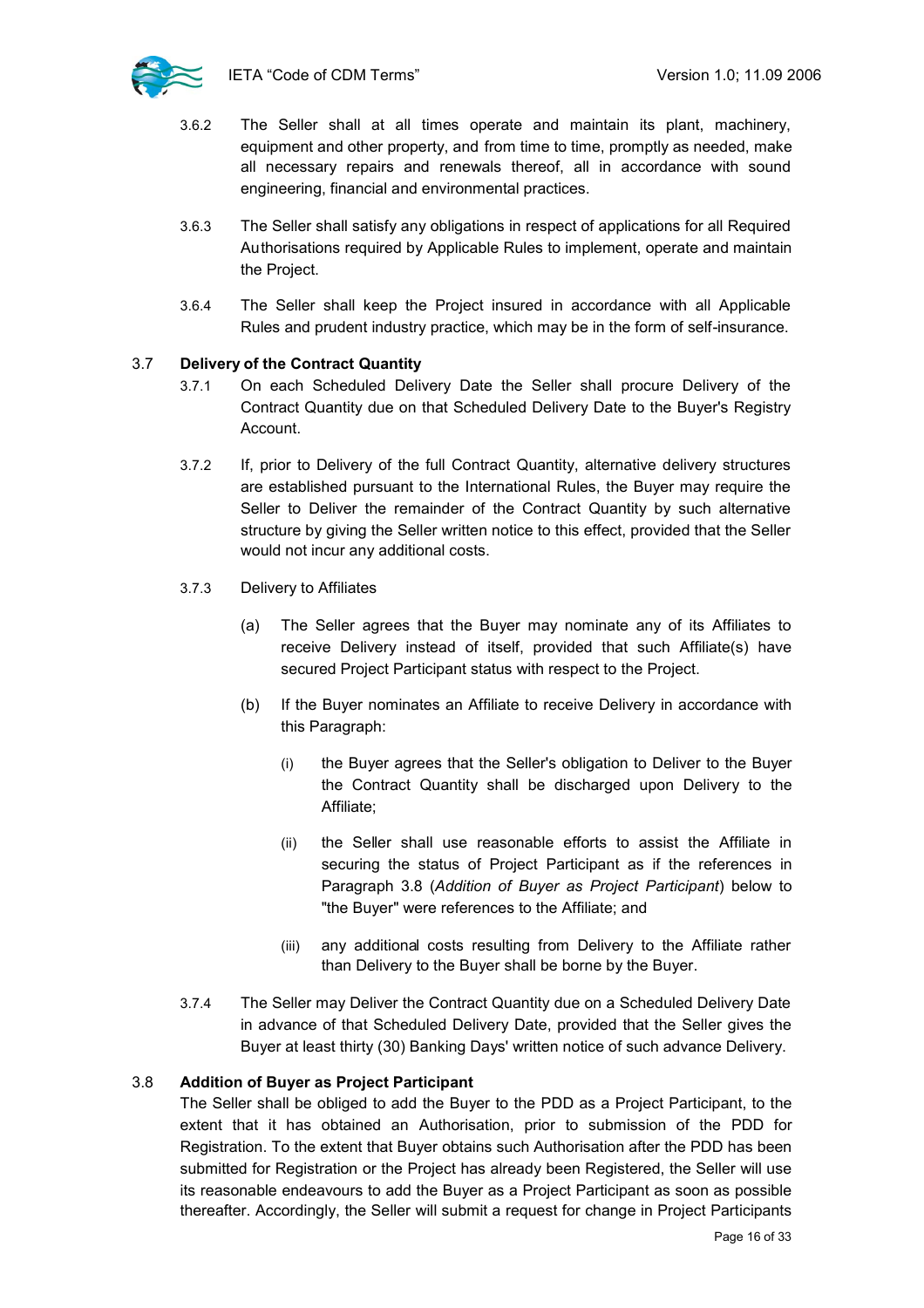3.6.2 The Seller shall at all times operate and maintain its plant, machinery, equipment and other property, and from time to time, promptly as needed, make all necessary repairs and renewals thereof, all in accordance with sound engineering, financial and environmental practices.

3.6.3 The Seller shall satisfy any obligations in respect of applications for all Required Authorisations required by Applicable Rules to implement, operate and maintain the Project.

3.6.4 The Seller shall keep the Project insured in accordance with all Applicable Rules and prudent industry practice, which may be in the form of self-insurance.

### 3.7 Delivery of the Contract Quantity

3.7.1 On each Scheduled Delivery Date the Seller shall procure Delivery of the Contract Quantity due on that Scheduled Delivery Date to the Buyer's Registry Account.

3.7.2 If, prior to Delivery of the full Contract Quantity, alternative delivery structures are established pursuant to the International Rules, the Buyer may require the Seller to Deliver the remainder of the Contract Quantity by such alternative structure by giving the Seller written notice to this effect, provided that the Seller would not incur any additional costs.

3.7.3 Delivery to Affiliates

(a) The Seller agrees that the Buyer may nominate any of its Affiliates to receive Delivery instead of itself, provided that such Affiliate(s) have secured Project Participant status with respect to the Project.

(b) If the Buyer nominates an Affiliate to receive Delivery in accordance with this Paragraph:

(i) the Buyer agrees that the Seller's obligation to Deliver to the Buyer the Contract Quantity shall be discharged upon Delivery to the Affiliate;

(ii) the Seller shall use reasonable efforts to assist the Affiliate in securing the status of Project Participant as if the references in Paragraph 3.8 (*Addition of Buyer as Project Participant*) below to "the Buyer" were references to the Affiliate; and

(iii) any additional costs resulting from Delivery to the Affiliate rather than Delivery to the Buyer shall be borne by the Buyer.

3.7.4 The Seller may Deliver the Contract Quantity due on a Scheduled Delivery Date in advance of that Scheduled Delivery Date, provided that the Seller gives the Buyer at least thirty (30) Banking Days' written notice of such advance Delivery.

### 3.8 Addition of Buyer as Project Participant

The Seller shall be obliged to add the Buyer to the PDD as a Project Participant, to the extent that it has obtained an Authorisation, prior to submission of the PDD for Registration. To the extent that Buyer obtains such Authorisation after the PDD has been submitted for Registration or the Project has already been Registered, the Seller will use its reasonable endeavours to add the Buyer as a Project Participant as soon as possible thereafter. Accordingly, the Seller will submit a request for change in Project Participants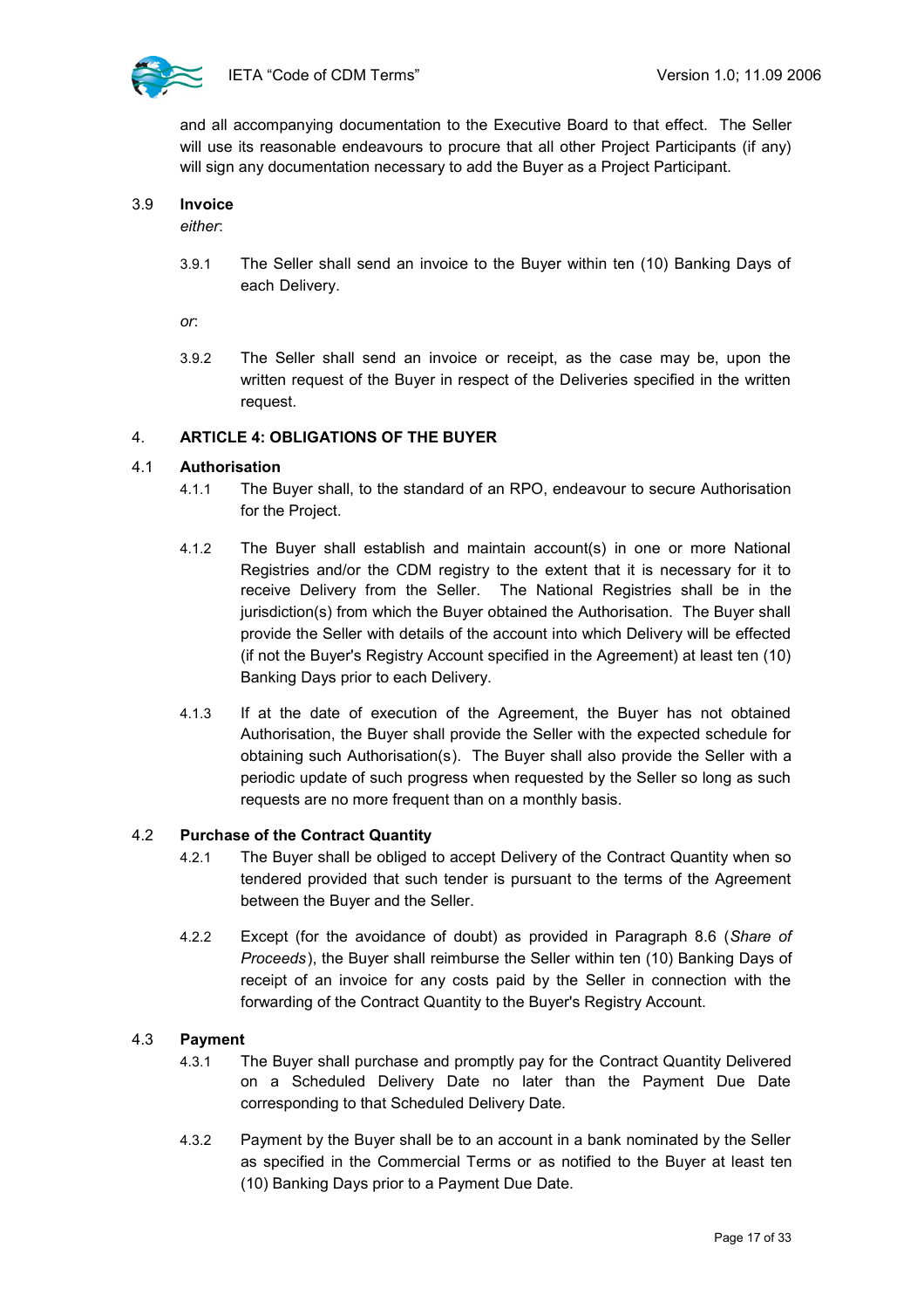and all accompanying documentation to the Executive Board to that effect. The Seller will use its reasonable endeavours to procure that all other Project Participants (if any) will sign any documentation necessary to add the Buyer as a Project Participant.

3.9 **Invoice**

*either*:

3.9.1 The Seller shall send an invoice to the Buyer within ten (10) Banking Days of each Delivery.

*or*:

3.9.2 The Seller shall send an invoice or receipt, as the case may be, upon the written request of the Buyer in respect of the Deliveries specified in the written request.

## 4. ARTICLE 4: OBLIGATIONS OF THE BUYER

4.1 **Authorisation**

4.1.1 The Buyer shall, to the standard of an RPO, endeavour to secure Authorisation for the Project.

4.1.2 The Buyer shall establish and maintain account(s) in one or more National Registries and/or the CDM registry to the extent that it is necessary for it to receive Delivery from the Seller. The National Registries shall be in the jurisdiction(s) from which the Buyer obtained the Authorisation. The Buyer shall provide the Seller with details of the account into which Delivery will be effected (if not the Buyer's Registry Account specified in the Agreement) at least ten (10) Banking Days prior to each Delivery.

4.1.3 If at the date of execution of the Agreement, the Buyer has not obtained Authorisation, the Buyer shall provide the Seller with the expected schedule for obtaining such Authorisation(s). The Buyer shall also provide the Seller with a periodic update of such progress when requested by the Seller so long as such requests are no more frequent than on a monthly basis.

4.2 **Purchase of the Contract Quantity**

4.2.1 The Buyer shall be obliged to accept Delivery of the Contract Quantity when so tendered provided that such tender is pursuant to the terms of the Agreement between the Buyer and the Seller.

4.2.2 Except (for the avoidance of doubt) as provided in Paragraph 8.6 (*Share of Proceeds*), the Buyer shall reimburse the Seller within ten (10) Banking Days of receipt of an invoice for any costs paid by the Seller in connection with the forwarding of the Contract Quantity to the Buyer's Registry Account.

4.3 **Payment**

4.3.1 The Buyer shall purchase and promptly pay for the Contract Quantity Delivered on a Scheduled Delivery Date no later than the Payment Due Date corresponding to that Scheduled Delivery Date.

4.3.2 Payment by the Buyer shall be to an account in a bank nominated by the Seller as specified in the Commercial Terms or as notified to the Buyer at least ten (10) Banking Days prior to a Payment Due Date.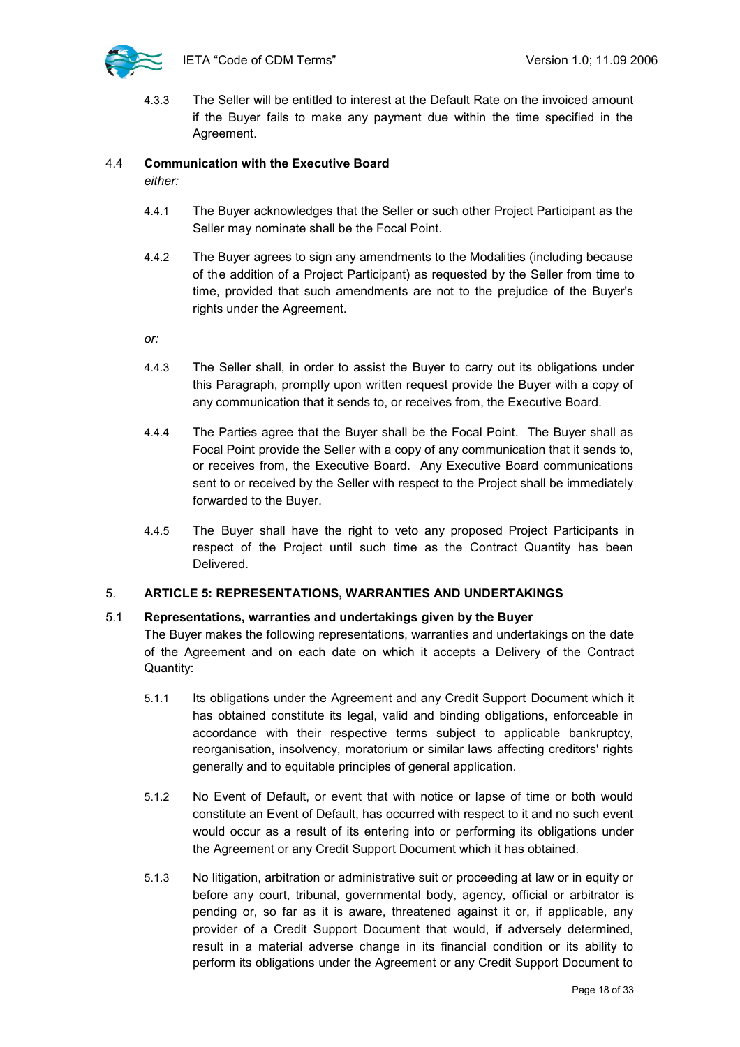4.3.3 The Seller will be entitled to interest at the Default Rate on the invoiced amount if the Buyer fails to make any payment due within the time specified in the Agreement.

### 4.4 Communication with the Executive Board

*either:*

4.4.1 The Buyer acknowledges that the Seller or such other Project Participant as the Seller may nominate shall be the Focal Point.

4.4.2 The Buyer agrees to sign any amendments to the Modalities (including because of the addition of a Project Participant) as requested by the Seller from time to time, provided that such amendments are not to the prejudice of the Buyer's rights under the Agreement.

*or:*

4.4.3 The Seller shall, in order to assist the Buyer to carry out its obligations under this Paragraph, promptly upon written request provide the Buyer with a copy of any communication that it sends to, or receives from, the Executive Board.

4.4.4 The Parties agree that the Buyer shall be the Focal Point. The Buyer shall as Focal Point provide the Seller with a copy of any communication that it sends to, or receives from, the Executive Board. Any Executive Board communications sent to or received by the Seller with respect to the Project shall be immediately forwarded to the Buyer.

4.4.5 The Buyer shall have the right to veto any proposed Project Participants in respect of the Project until such time as the Contract Quantity has been Delivered.

## 5. ARTICLE 5: REPRESENTATIONS, WARRANTIES AND UNDERTAKINGS

### 5.1 Representations, warranties and undertakings given by the Buyer

The Buyer makes the following representations, warranties and undertakings on the date of the Agreement and on each date on which it accepts a Delivery of the Contract Quantity:

5.1.1 Its obligations under the Agreement and any Credit Support Document which it has obtained constitute its legal, valid and binding obligations, enforceable in accordance with their respective terms subject to applicable bankruptcy, reorganisation, insolvency, moratorium or similar laws affecting creditors' rights generally and to equitable principles of general application.

5.1.2 No Event of Default, or event that with notice or lapse of time or both would constitute an Event of Default, has occurred with respect to it and no such event would occur as a result of its entering into or performing its obligations under the Agreement or any Credit Support Document which it has obtained.

5.1.3 No litigation, arbitration or administrative suit or proceeding at law or in equity or before any court, tribunal, governmental body, agency, official or arbitrator is pending or, so far as it is aware, threatened against it or, if applicable, any provider of a Credit Support Document that would, if adversely determined, result in a material adverse change in its financial condition or its ability to perform its obligations under the Agreement or any Credit Support Document to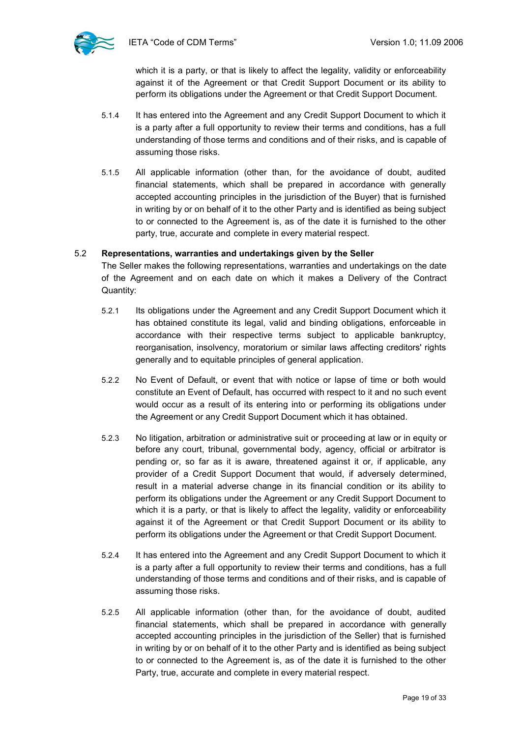which it is a party, or that is likely to affect the legality, validity or enforceability against it of the Agreement or that Credit Support Document or its ability to perform its obligations under the Agreement or that Credit Support Document.

5.1.4 It has entered into the Agreement and any Credit Support Document to which it is a party after a full opportunity to review their terms and conditions, has a full understanding of those terms and conditions and of their risks, and is capable of assuming those risks.

5.1.5 All applicable information (other than, for the avoidance of doubt, audited financial statements, which shall be prepared in accordance with generally accepted accounting principles in the jurisdiction of the Buyer) that is furnished in writing by or on behalf of it to the other Party and is identified as being subject to or connected to the Agreement is, as of the date it is furnished to the other party, true, accurate and complete in every material respect.

### 5.2 Representations, warranties and undertakings given by the Seller

The Seller makes the following representations, warranties and undertakings on the date of the Agreement and on each date on which it makes a Delivery of the Contract Quantity:

5.2.1 Its obligations under the Agreement and any Credit Support Document which it has obtained constitute its legal, valid and binding obligations, enforceable in accordance with their respective terms subject to applicable bankruptcy, reorganisation, insolvency, moratorium or similar laws affecting creditors' rights generally and to equitable principles of general application.

5.2.2 No Event of Default, or event that with notice or lapse of time or both would constitute an Event of Default, has occurred with respect to it and no such event would occur as a result of its entering into or performing its obligations under the Agreement or any Credit Support Document which it has obtained.

5.2.3 No litigation, arbitration or administrative suit or proceeding at law or in equity or before any court, tribunal, governmental body, agency, official or arbitrator is pending or, so far as it is aware, threatened against it or, if applicable, any provider of a Credit Support Document that would, if adversely determined, result in a material adverse change in its financial condition or its ability to perform its obligations under the Agreement or any Credit Support Document to which it is a party, or that is likely to affect the legality, validity or enforceability against it of the Agreement or that Credit Support Document or its ability to perform its obligations under the Agreement or that Credit Support Document.

5.2.4 It has entered into the Agreement and any Credit Support Document to which it is a party after a full opportunity to review their terms and conditions, has a full understanding of those terms and conditions and of their risks, and is capable of assuming those risks.

5.2.5 All applicable information (other than, for the avoidance of doubt, audited financial statements, which shall be prepared in accordance with generally accepted accounting principles in the jurisdiction of the Seller) that is furnished in writing by or on behalf of it to the other Party and is identified as being subject to or connected to the Agreement is, as of the date it is furnished to the other Party, true, accurate and complete in every material respect.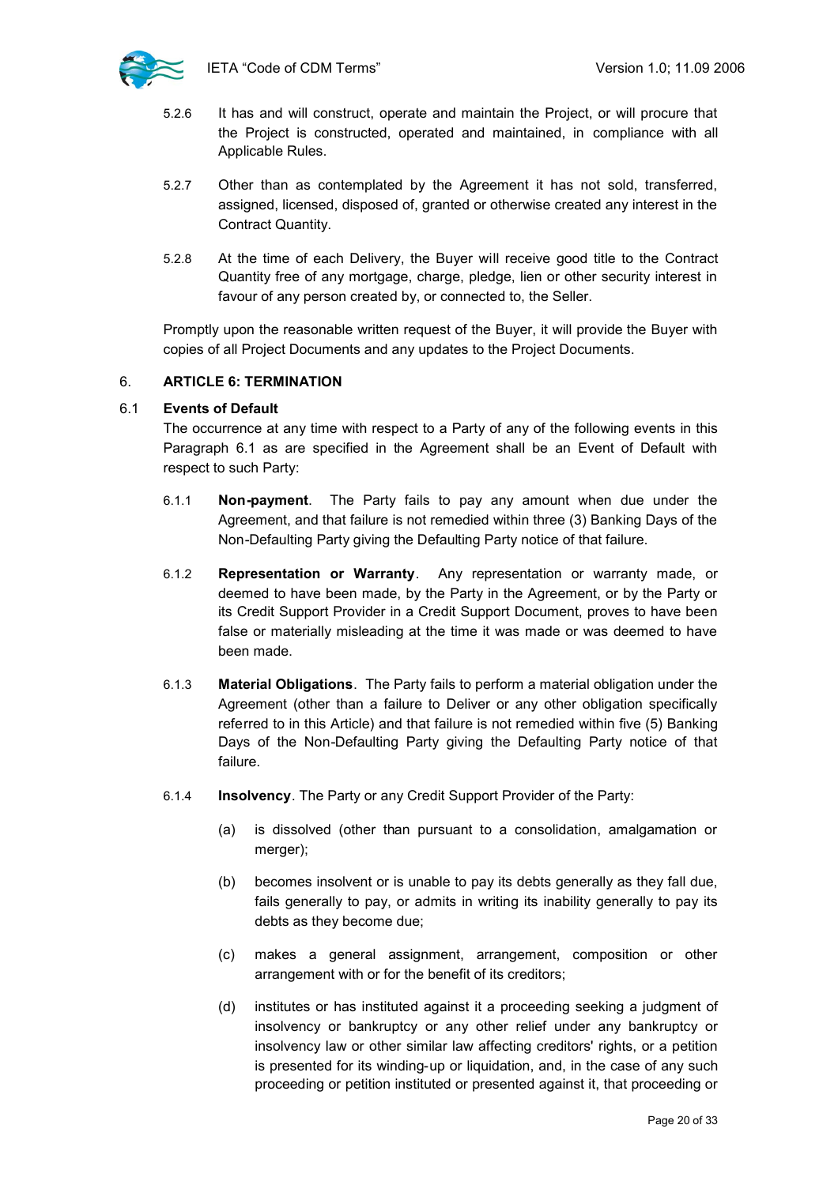5.2.6 It has and will construct, operate and maintain the Project, or will procure that the Project is constructed, operated and maintained, in compliance with all Applicable Rules.

5.2.7 Other than as contemplated by the Agreement it has not sold, transferred, assigned, licensed, disposed of, granted or otherwise created any interest in the Contract Quantity.

5.2.8 At the time of each Delivery, the Buyer will receive good title to the Contract Quantity free of any mortgage, charge, pledge, lien or other security interest in favour of any person created by, or connected to, the Seller.

Promptly upon the reasonable written request of the Buyer, it will provide the Buyer with copies of all Project Documents and any updates to the Project Documents.

## 6. ARTICLE 6: TERMINATION

### 6.1 Events of Default

The occurrence at any time with respect to a Party of any of the following events in this Paragraph 6.1 as are specified in the Agreement shall be an Event of Default with respect to such Party:

6.1.1 **Non-payment**. The Party fails to pay any amount when due under the Agreement, and that failure is not remedied within three (3) Banking Days of the Non-Defaulting Party giving the Defaulting Party notice of that failure.

6.1.2 **Representation or Warranty**. Any representation or warranty made, or deemed to have been made, by the Party in the Agreement, or by the Party or its Credit Support Provider in a Credit Support Document, proves to have been false or materially misleading at the time it was made or was deemed to have been made.

6.1.3 **Material Obligations**. The Party fails to perform a material obligation under the Agreement (other than a failure to Deliver or any other obligation specifically referred to in this Article) and that failure is not remedied within five (5) Banking Days of the Non-Defaulting Party giving the Defaulting Party notice of that failure.

6.1.4 **Insolvency**. The Party or any Credit Support Provider of the Party:

(a) is dissolved (other than pursuant to a consolidation, amalgamation or merger);

(b) becomes insolvent or is unable to pay its debts generally as they fall due, fails generally to pay, or admits in writing its inability generally to pay its debts as they become due;

(c) makes a general assignment, arrangement, composition or other arrangement with or for the benefit of its creditors;

(d) institutes or has instituted against it a proceeding seeking a judgment of insolvency or bankruptcy or any other relief under any bankruptcy or insolvency law or other similar law affecting creditors' rights, or a petition is presented for its winding-up or liquidation, and, in the case of any such proceeding or petition instituted or presented against it, that proceeding or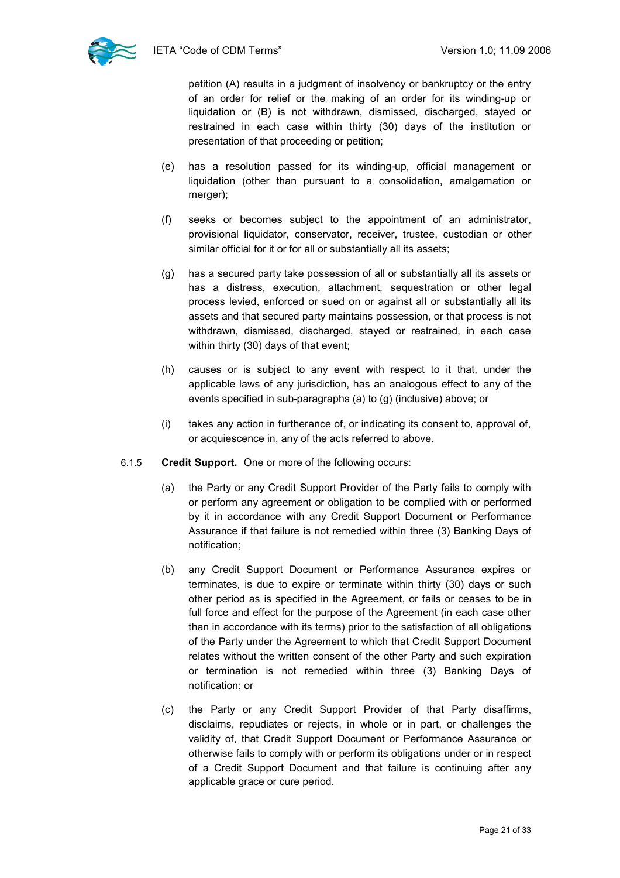petition (A) results in a judgment of insolvency or bankruptcy or the entry of an order for relief or the making of an order for its winding-up or liquidation or (B) is not withdrawn, dismissed, discharged, stayed or restrained in each case within thirty (30) days of the institution or presentation of that proceeding or petition;

(e) has a resolution passed for its winding-up, official management or liquidation (other than pursuant to a consolidation, amalgamation or merger);

(f) seeks or becomes subject to the appointment of an administrator, provisional liquidator, conservator, receiver, trustee, custodian or other similar official for it or for all or substantially all its assets;

(g) has a secured party take possession of all or substantially all its assets or has a distress, execution, attachment, sequestration or other legal process levied, enforced or sued on or against all or substantially all its assets and that secured party maintains possession, or that process is not withdrawn, dismissed, discharged, stayed or restrained, in each case within thirty (30) days of that event;

(h) causes or is subject to any event with respect to it that, under the applicable laws of any jurisdiction, has an analogous effect to any of the events specified in sub-paragraphs (a) to (g) (inclusive) above; or

(i) takes any action in furtherance of, or indicating its consent to, approval of, or acquiescence in, any of the acts referred to above.

6.1.5 **Credit Support.** One or more of the following occurs:

(a) the Party or any Credit Support Provider of the Party fails to comply with or perform any agreement or obligation to be complied with or performed by it in accordance with any Credit Support Document or Performance Assurance if that failure is not remedied within three (3) Banking Days of notification;

(b) any Credit Support Document or Performance Assurance expires or terminates, is due to expire or terminate within thirty (30) days or such other period as is specified in the Agreement, or fails or ceases to be in full force and effect for the purpose of the Agreement (in each case other than in accordance with its terms) prior to the satisfaction of all obligations of the Party under the Agreement to which that Credit Support Document relates without the written consent of the other Party and such expiration or termination is not remedied within three (3) Banking Days of notification; or

(c) the Party or any Credit Support Provider of that Party disaffirms, disclaims, repudiates or rejects, in whole or in part, or challenges the validity of, that Credit Support Document or Performance Assurance or otherwise fails to comply with or perform its obligations under or in respect of a Credit Support Document and that failure is continuing after any applicable grace or cure period.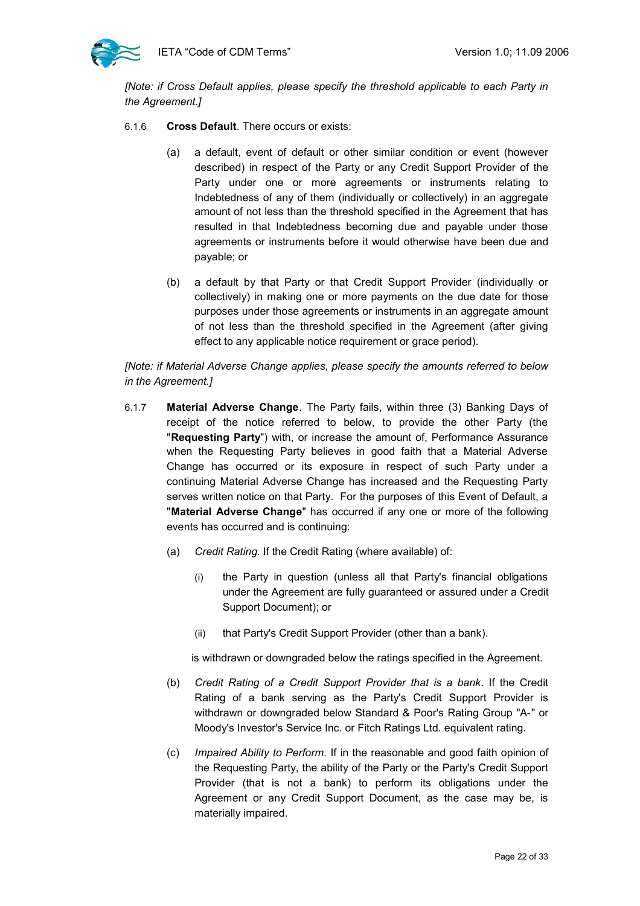*[Note: if Cross Default applies, please specify the threshold applicable to each Party in the Agreement.]*

6.1.6 **Cross Default**. There occurs or exists:

(a) a default, event of default or other similar condition or event (however described) in respect of the Party or any Credit Support Provider of the Party under one or more agreements or instruments relating to Indebtedness of any of them (individually or collectively) in an aggregate amount of not less than the threshold specified in the Agreement that has resulted in that Indebtedness becoming due and payable under those agreements or instruments before it would otherwise have been due and payable; or

(b) a default by that Party or that Credit Support Provider (individually or collectively) in making one or more payments on the due date for those purposes under those agreements or instruments in an aggregate amount of not less than the threshold specified in the Agreement (after giving effect to any applicable notice requirement or grace period).

*[Note: if Material Adverse Change applies, please specify the amounts referred to below in the Agreement.]*

6.1.7 **Material Adverse Change**. The Party fails, within three (3) Banking Days of receipt of the notice referred to below, to provide the other Party (the "**Requesting Party**") with, or increase the amount of, Performance Assurance when the Requesting Party believes in good faith that a Material Adverse Change has occurred or its exposure in respect of such Party under a continuing Material Adverse Change has increased and the Requesting Party serves written notice on that Party. For the purposes of this Event of Default, a "**Material Adverse Change**" has occurred if any one or more of the following events has occurred and is continuing:

(a) *Credit Rating.* If the Credit Rating (where available) of:

(i) the Party in question (unless all that Party's financial obligations under the Agreement are fully guaranteed or assured under a Credit Support Document); or

(ii) that Party's Credit Support Provider (other than a bank).

is withdrawn or downgraded below the ratings specified in the Agreement.

(b) *Credit Rating of a Credit Support Provider that is a bank*. If the Credit Rating of a bank serving as the Party's Credit Support Provider is withdrawn or downgraded below Standard & Poor's Rating Group "A-" or Moody's Investor's Service Inc. or Fitch Ratings Ltd. equivalent rating.

(c) *Impaired Ability to Perform*. If in the reasonable and good faith opinion of the Requesting Party, the ability of the Party or the Party's Credit Support Provider (that is not a bank) to perform its obligations under the Agreement or any Credit Support Document, as the case may be, is materially impaired.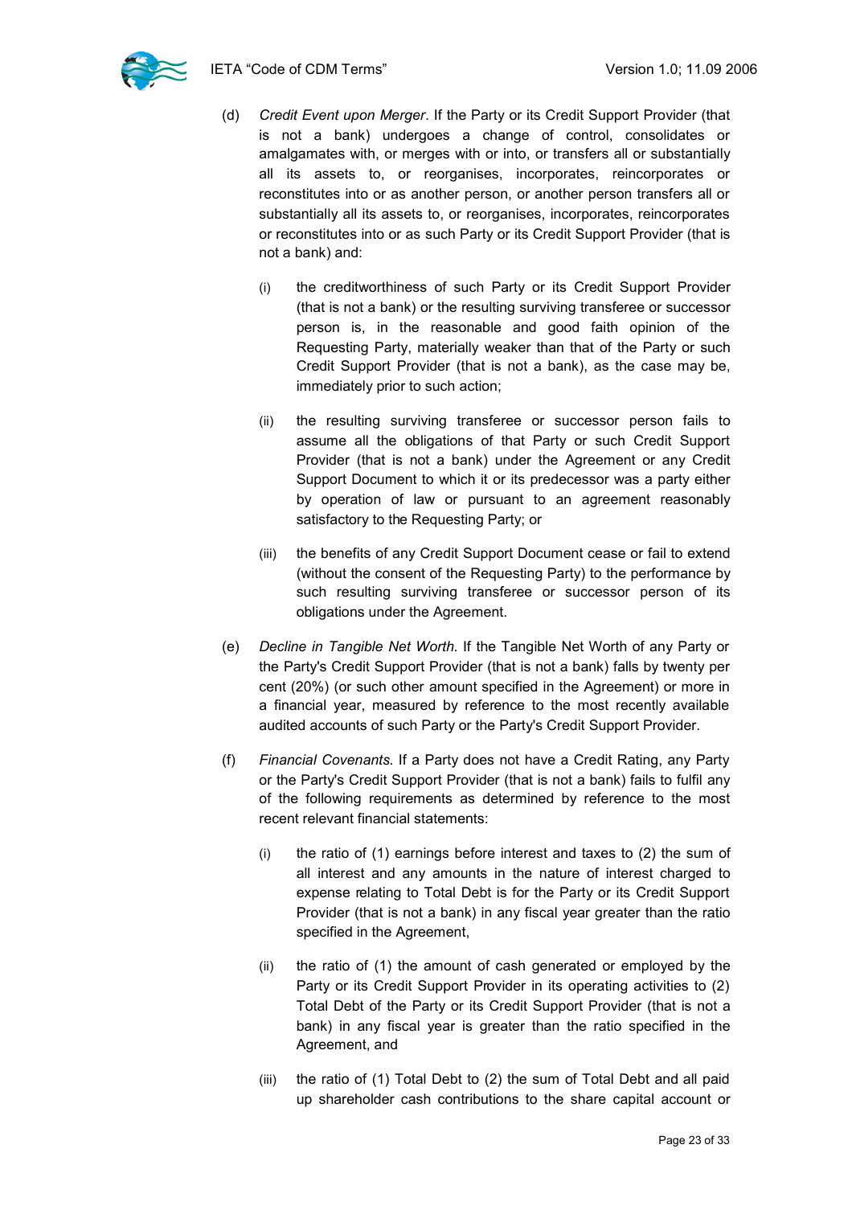(d) *Credit Event upon Merger*. If the Party or its Credit Support Provider (that is not a bank) undergoes a change of control, consolidates or amalgamates with, or merges with or into, or transfers all or substantially all its assets to, or reorganises, incorporates, reincorporates or reconstitutes into or as another person, or another person transfers all or substantially all its assets to, or reorganises, incorporates, reincorporates or reconstitutes into or as such Party or its Credit Support Provider (that is not a bank) and:

   (i) the creditworthiness of such Party or its Credit Support Provider (that is not a bank) or the resulting surviving transferee or successor person is, in the reasonable and good faith opinion of the Requesting Party, materially weaker than that of the Party or such Credit Support Provider (that is not a bank), as the case may be, immediately prior to such action;

   (ii) the resulting surviving transferee or successor person fails to assume all the obligations of that Party or such Credit Support Provider (that is not a bank) under the Agreement or any Credit Support Document to which it or its predecessor was a party either by operation of law or pursuant to an agreement reasonably satisfactory to the Requesting Party; or

   (iii) the benefits of any Credit Support Document cease or fail to extend (without the consent of the Requesting Party) to the performance by such resulting surviving transferee or successor person of its obligations under the Agreement.

(e) *Decline in Tangible Net Worth*. If the Tangible Net Worth of any Party or the Party's Credit Support Provider (that is not a bank) falls by twenty per cent (20%) (or such other amount specified in the Agreement) or more in a financial year, measured by reference to the most recently available audited accounts of such Party or the Party's Credit Support Provider.

(f) *Financial Covenants*. If a Party does not have a Credit Rating, any Party or the Party's Credit Support Provider (that is not a bank) fails to fulfil any of the following requirements as determined by reference to the most recent relevant financial statements:

   (i) the ratio of (1) earnings before interest and taxes to (2) the sum of all interest and any amounts in the nature of interest charged to expense relating to Total Debt is for the Party or its Credit Support Provider (that is not a bank) in any fiscal year greater than the ratio specified in the Agreement,

   (ii) the ratio of (1) the amount of cash generated or employed by the Party or its Credit Support Provider in its operating activities to (2) Total Debt of the Party or its Credit Support Provider (that is not a bank) in any fiscal year is greater than the ratio specified in the Agreement, and

   (iii) the ratio of (1) Total Debt to (2) the sum of Total Debt and all paid up shareholder cash contributions to the share capital account or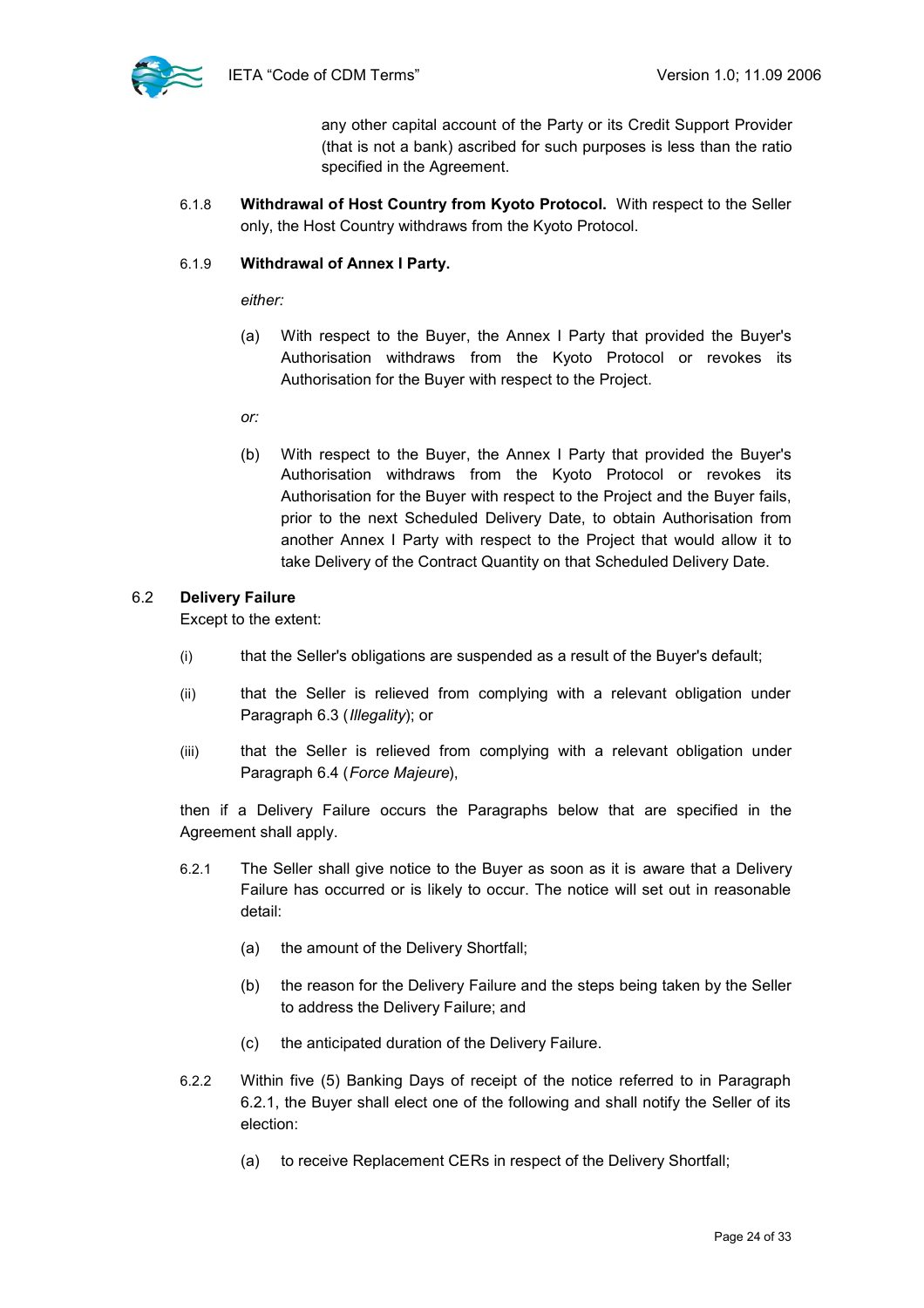any other capital account of the Party or its Credit Support Provider (that is not a bank) ascribed for such purposes is less than the ratio specified in the Agreement.

6.1.8 **Withdrawal of Host Country from Kyoto Protocol.** With respect to the Seller only, the Host Country withdraws from the Kyoto Protocol.

6.1.9 **Withdrawal of Annex I Party.**

*either:*

(a) With respect to the Buyer, the Annex I Party that provided the Buyer's Authorisation withdraws from the Kyoto Protocol or revokes its Authorisation for the Buyer with respect to the Project.

*or:*

(b) With respect to the Buyer, the Annex I Party that provided the Buyer's Authorisation withdraws from the Kyoto Protocol or revokes its Authorisation for the Buyer with respect to the Project and the Buyer fails, prior to the next Scheduled Delivery Date, to obtain Authorisation from another Annex I Party with respect to the Project that would allow it to take Delivery of the Contract Quantity on that Scheduled Delivery Date.

### 6.2 Delivery Failure

Except to the extent:

(i) that the Seller's obligations are suspended as a result of the Buyer's default;

(ii) that the Seller is relieved from complying with a relevant obligation under Paragraph 6.3 (*Illegality*); or

(iii) that the Seller is relieved from complying with a relevant obligation under Paragraph 6.4 (*Force Majeure*),

then if a Delivery Failure occurs the Paragraphs below that are specified in the Agreement shall apply.

6.2.1 The Seller shall give notice to the Buyer as soon as it is aware that a Delivery Failure has occurred or is likely to occur. The notice will set out in reasonable detail:

(a) the amount of the Delivery Shortfall;

(b) the reason for the Delivery Failure and the steps being taken by the Seller to address the Delivery Failure; and

(c) the anticipated duration of the Delivery Failure.

6.2.2 Within five (5) Banking Days of receipt of the notice referred to in Paragraph 6.2.1, the Buyer shall elect one of the following and shall notify the Seller of its election:

(a) to receive Replacement CERs in respect of the Delivery Shortfall;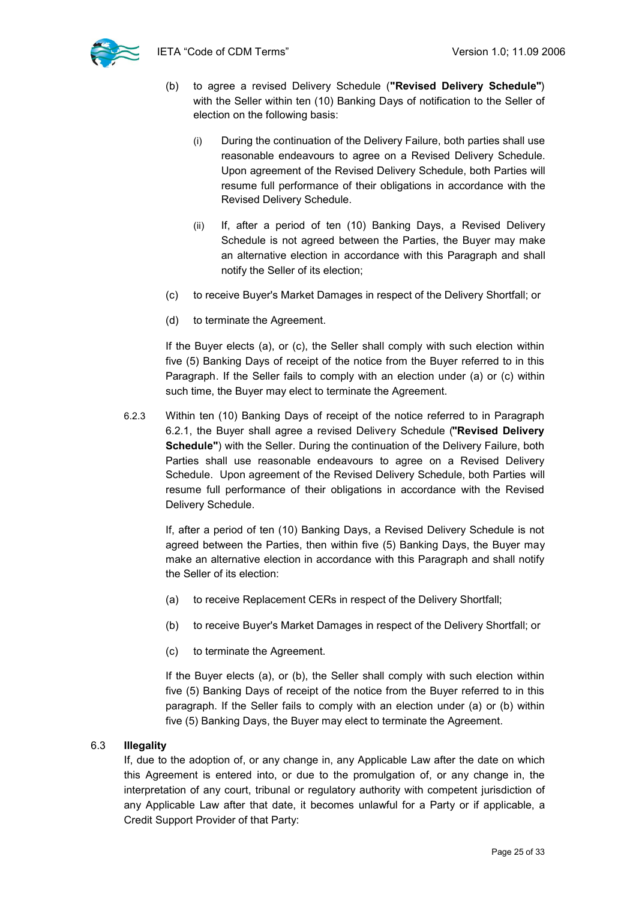(b) to agree a revised Delivery Schedule (**"Revised Delivery Schedule"**) with the Seller within ten (10) Banking Days of notification to the Seller of election on the following basis:

(i) During the continuation of the Delivery Failure, both parties shall use reasonable endeavours to agree on a Revised Delivery Schedule. Upon agreement of the Revised Delivery Schedule, both Parties will resume full performance of their obligations in accordance with the Revised Delivery Schedule.

(ii) If, after a period of ten (10) Banking Days, a Revised Delivery Schedule is not agreed between the Parties, the Buyer may make an alternative election in accordance with this Paragraph and shall notify the Seller of its election;

(c) to receive Buyer's Market Damages in respect of the Delivery Shortfall; or

(d) to terminate the Agreement.

If the Buyer elects (a), or (c), the Seller shall comply with such election within five (5) Banking Days of receipt of the notice from the Buyer referred to in this Paragraph. If the Seller fails to comply with an election under (a) or (c) within such time, the Buyer may elect to terminate the Agreement.

6.2.3 Within ten (10) Banking Days of receipt of the notice referred to in Paragraph 6.2.1, the Buyer shall agree a revised Delivery Schedule (**"Revised Delivery Schedule"**) with the Seller. During the continuation of the Delivery Failure, both Parties shall use reasonable endeavours to agree on a Revised Delivery Schedule. Upon agreement of the Revised Delivery Schedule, both Parties will resume full performance of their obligations in accordance with the Revised Delivery Schedule.

If, after a period of ten (10) Banking Days, a Revised Delivery Schedule is not agreed between the Parties, then within five (5) Banking Days, the Buyer may make an alternative election in accordance with this Paragraph and shall notify the Seller of its election:

(a) to receive Replacement CERs in respect of the Delivery Shortfall;

(b) to receive Buyer's Market Damages in respect of the Delivery Shortfall; or

(c) to terminate the Agreement.

If the Buyer elects (a), or (b), the Seller shall comply with such election within five (5) Banking Days of receipt of the notice from the Buyer referred to in this paragraph. If the Seller fails to comply with an election under (a) or (b) within five (5) Banking Days, the Buyer may elect to terminate the Agreement.

### 6.3 Illegality

If, due to the adoption of, or any change in, any Applicable Law after the date on which this Agreement is entered into, or due to the promulgation of, or any change in, the interpretation of any court, tribunal or regulatory authority with competent jurisdiction of any Applicable Law after that date, it becomes unlawful for a Party or if applicable, a Credit Support Provider of that Party: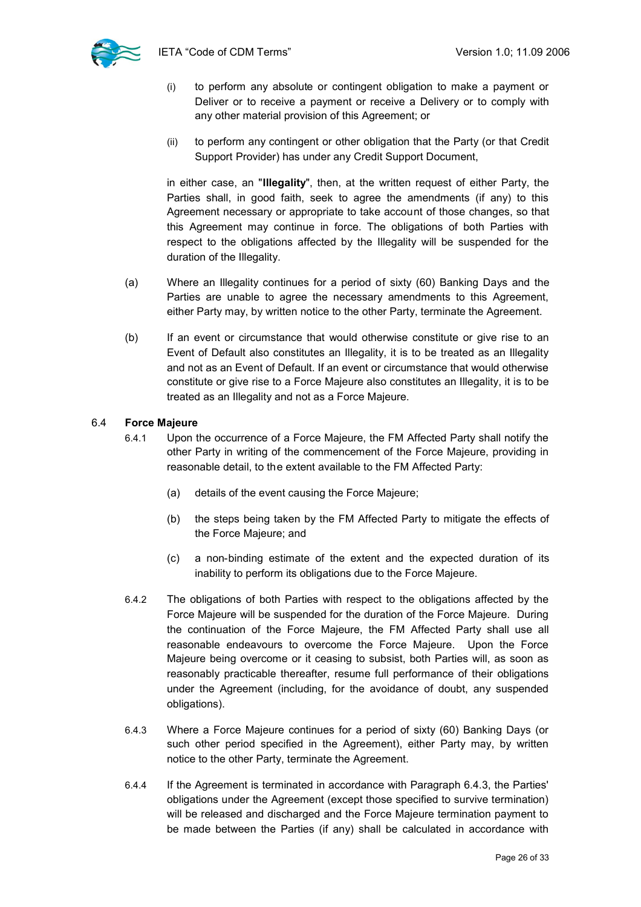(i) to perform any absolute or contingent obligation to make a payment or Deliver or to receive a payment or receive a Delivery or to comply with any other material provision of this Agreement; or

(ii) to perform any contingent or other obligation that the Party (or that Credit Support Provider) has under any Credit Support Document,

in either case, an "**Illegality**", then, at the written request of either Party, the Parties shall, in good faith, seek to agree the amendments (if any) to this Agreement necessary or appropriate to take account of those changes, so that this Agreement may continue in force. The obligations of both Parties with respect to the obligations affected by the Illegality will be suspended for the duration of the Illegality.

(a) Where an Illegality continues for a period of sixty (60) Banking Days and the Parties are unable to agree the necessary amendments to this Agreement, either Party may, by written notice to the other Party, terminate the Agreement.

(b) If an event or circumstance that would otherwise constitute or give rise to an Event of Default also constitutes an Illegality, it is to be treated as an Illegality and not as an Event of Default. If an event or circumstance that would otherwise constitute or give rise to a Force Majeure also constitutes an Illegality, it is to be treated as an Illegality and not as a Force Majeure.

### 6.4 Force Majeure

6.4.1 Upon the occurrence of a Force Majeure, the FM Affected Party shall notify the other Party in writing of the commencement of the Force Majeure, providing in reasonable detail, to the extent available to the FM Affected Party:

(a) details of the event causing the Force Majeure;

(b) the steps being taken by the FM Affected Party to mitigate the effects of the Force Majeure; and

(c) a non-binding estimate of the extent and the expected duration of its inability to perform its obligations due to the Force Majeure.

6.4.2 The obligations of both Parties with respect to the obligations affected by the Force Majeure will be suspended for the duration of the Force Majeure. During the continuation of the Force Majeure, the FM Affected Party shall use all reasonable endeavours to overcome the Force Majeure. Upon the Force Majeure being overcome or it ceasing to subsist, both Parties will, as soon as reasonably practicable thereafter, resume full performance of their obligations under the Agreement (including, for the avoidance of doubt, any suspended obligations).

6.4.3 Where a Force Majeure continues for a period of sixty (60) Banking Days (or such other period specified in the Agreement), either Party may, by written notice to the other Party, terminate the Agreement.

6.4.4 If the Agreement is terminated in accordance with Paragraph 6.4.3, the Parties' obligations under the Agreement (except those specified to survive termination) will be released and discharged and the Force Majeure termination payment to be made between the Parties (if any) shall be calculated in accordance with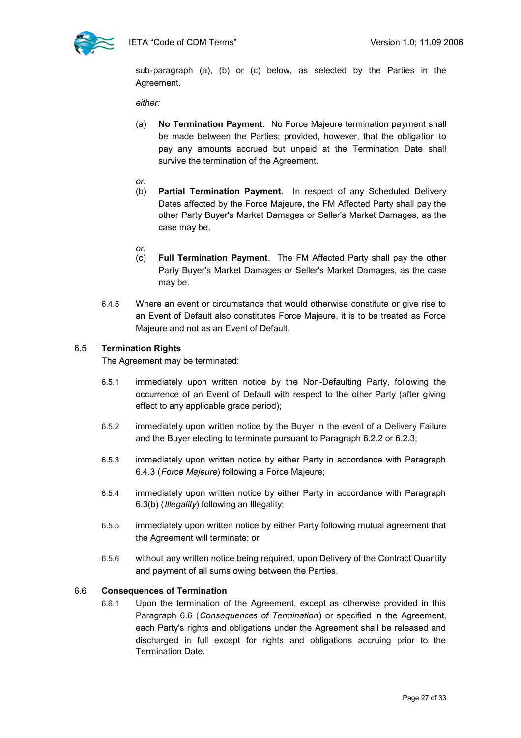sub-paragraph (a), (b) or (c) below, as selected by the Parties in the Agreement.

*either:*

(a) **No Termination Payment**. No Force Majeure termination payment shall be made between the Parties; provided, however, that the obligation to pay any amounts accrued but unpaid at the Termination Date shall survive the termination of the Agreement.

*or:*

(b) **Partial Termination Payment**. In respect of any Scheduled Delivery Dates affected by the Force Majeure, the FM Affected Party shall pay the other Party Buyer's Market Damages or Seller's Market Damages, as the case may be.

*or:*

(c) **Full Termination Payment**. The FM Affected Party shall pay the other Party Buyer's Market Damages or Seller's Market Damages, as the case may be.

6.4.5 Where an event or circumstance that would otherwise constitute or give rise to an Event of Default also constitutes Force Majeure, it is to be treated as Force Majeure and not as an Event of Default.

### 6.5 Termination Rights

The Agreement may be terminated:

6.5.1 immediately upon written notice by the Non-Defaulting Party, following the occurrence of an Event of Default with respect to the other Party (after giving effect to any applicable grace period);

6.5.2 immediately upon written notice by the Buyer in the event of a Delivery Failure and the Buyer electing to terminate pursuant to Paragraph 6.2.2 or 6.2.3;

6.5.3 immediately upon written notice by either Party in accordance with Paragraph 6.4.3 (*Force Majeure*) following a Force Majeure;

6.5.4 immediately upon written notice by either Party in accordance with Paragraph 6.3(b) (*Illegality*) following an Illegality;

6.5.5 immediately upon written notice by either Party following mutual agreement that the Agreement will terminate; or

6.5.6 without any written notice being required, upon Delivery of the Contract Quantity and payment of all sums owing between the Parties.

### 6.6 Consequences of Termination

6.6.1 Upon the termination of the Agreement, except as otherwise provided in this Paragraph 6.6 (*Consequences of Termination*) or specified in the Agreement, each Party's rights and obligations under the Agreement shall be released and discharged in full except for rights and obligations accruing prior to the Termination Date.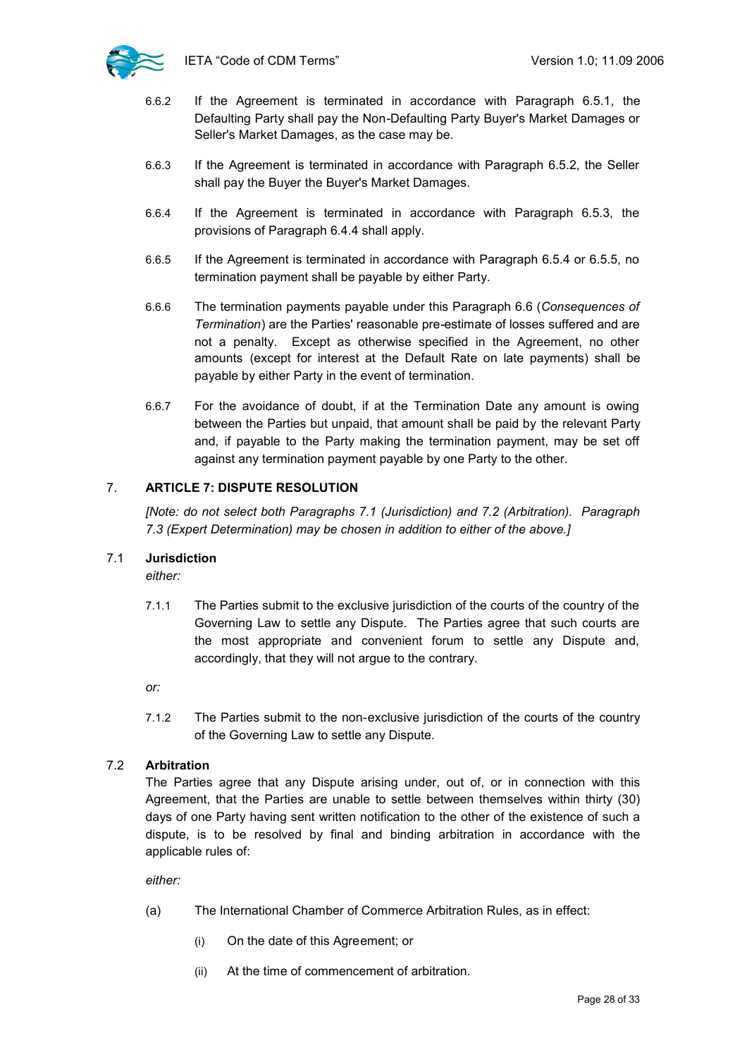6.6.2 If the Agreement is terminated in accordance with Paragraph 6.5.1, the Defaulting Party shall pay the Non-Defaulting Party Buyer's Market Damages or Seller's Market Damages, as the case may be.

6.6.3 If the Agreement is terminated in accordance with Paragraph 6.5.2, the Seller shall pay the Buyer the Buyer's Market Damages.

6.6.4 If the Agreement is terminated in accordance with Paragraph 6.5.3, the provisions of Paragraph 6.4.4 shall apply.

6.6.5 If the Agreement is terminated in accordance with Paragraph 6.5.4 or 6.5.5, no termination payment shall be payable by either Party.

6.6.6 The termination payments payable under this Paragraph 6.6 (*Consequences of Termination*) are the Parties' reasonable pre-estimate of losses suffered and are not a penalty. Except as otherwise specified in the Agreement, no other amounts (except for interest at the Default Rate on late payments) shall be payable by either Party in the event of termination.

6.6.7 For the avoidance of doubt, if at the Termination Date any amount is owing between the Parties but unpaid, that amount shall be paid by the relevant Party and, if payable to the Party making the termination payment, may be set off against any termination payment payable by one Party to the other.

## 7. ARTICLE 7: DISPUTE RESOLUTION

*[Note: do not select both Paragraphs 7.1 (Jurisdiction) and 7.2 (Arbitration). Paragraph 7.3 (Expert Determination) may be chosen in addition to either of the above.]*

### 7.1 Jurisdiction

*either:*

7.1.1 The Parties submit to the exclusive jurisdiction of the courts of the country of the Governing Law to settle any Dispute. The Parties agree that such courts are the most appropriate and convenient forum to settle any Dispute and, accordingly, that they will not argue to the contrary.

*or:*

7.1.2 The Parties submit to the non-exclusive jurisdiction of the courts of the country of the Governing Law to settle any Dispute.

### 7.2 Arbitration

The Parties agree that any Dispute arising under, out of, or in connection with this Agreement, that the Parties are unable to settle between themselves within thirty (30) days of one Party having sent written notification to the other of the existence of such a dispute, is to be resolved by final and binding arbitration in accordance with the applicable rules of:

*either:*

(a) The International Chamber of Commerce Arbitration Rules, as in effect:

(i) On the date of this Agreement; or

(ii) At the time of commencement of arbitration.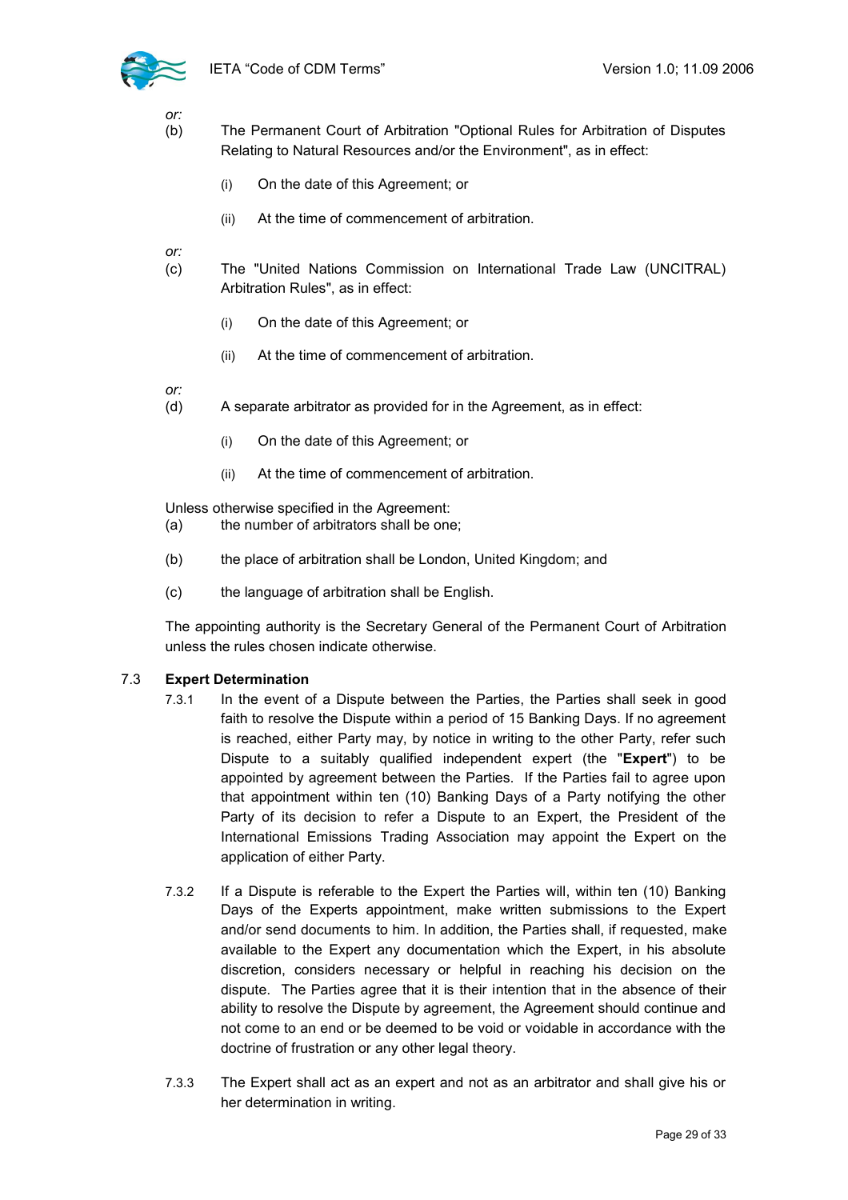*or:*

(b) The Permanent Court of Arbitration "Optional Rules for Arbitration of Disputes Relating to Natural Resources and/or the Environment", as in effect:

(i) On the date of this Agreement; or

(ii) At the time of commencement of arbitration.

*or:*

(c) The "United Nations Commission on International Trade Law (UNCITRAL) Arbitration Rules", as in effect:

(i) On the date of this Agreement; or

(ii) At the time of commencement of arbitration.

*or:*

(d) A separate arbitrator as provided for in the Agreement, as in effect:

(i) On the date of this Agreement; or

(ii) At the time of commencement of arbitration.

Unless otherwise specified in the Agreement:

(a) the number of arbitrators shall be one;

(b) the place of arbitration shall be London, United Kingdom; and

(c) the language of arbitration shall be English.

The appointing authority is the Secretary General of the Permanent Court of Arbitration unless the rules chosen indicate otherwise.

7.3 **Expert Determination**

7.3.1 In the event of a Dispute between the Parties, the Parties shall seek in good faith to resolve the Dispute within a period of 15 Banking Days. If no agreement is reached, either Party may, by notice in writing to the other Party, refer such Dispute to a suitably qualified independent expert (the "**Expert**") to be appointed by agreement between the Parties. If the Parties fail to agree upon that appointment within ten (10) Banking Days of a Party notifying the other Party of its decision to refer a Dispute to an Expert, the President of the International Emissions Trading Association may appoint the Expert on the application of either Party.

7.3.2 If a Dispute is referable to the Expert the Parties will, within ten (10) Banking Days of the Experts appointment, make written submissions to the Expert and/or send documents to him. In addition, the Parties shall, if requested, make available to the Expert any documentation which the Expert, in his absolute discretion, considers necessary or helpful in reaching his decision on the dispute. The Parties agree that it is their intention that in the absence of their ability to resolve the Dispute by agreement, the Agreement should continue and not come to an end or be deemed to be void or voidable in accordance with the doctrine of frustration or any other legal theory.

7.3.3 The Expert shall act as an expert and not as an arbitrator and shall give his or her determination in writing.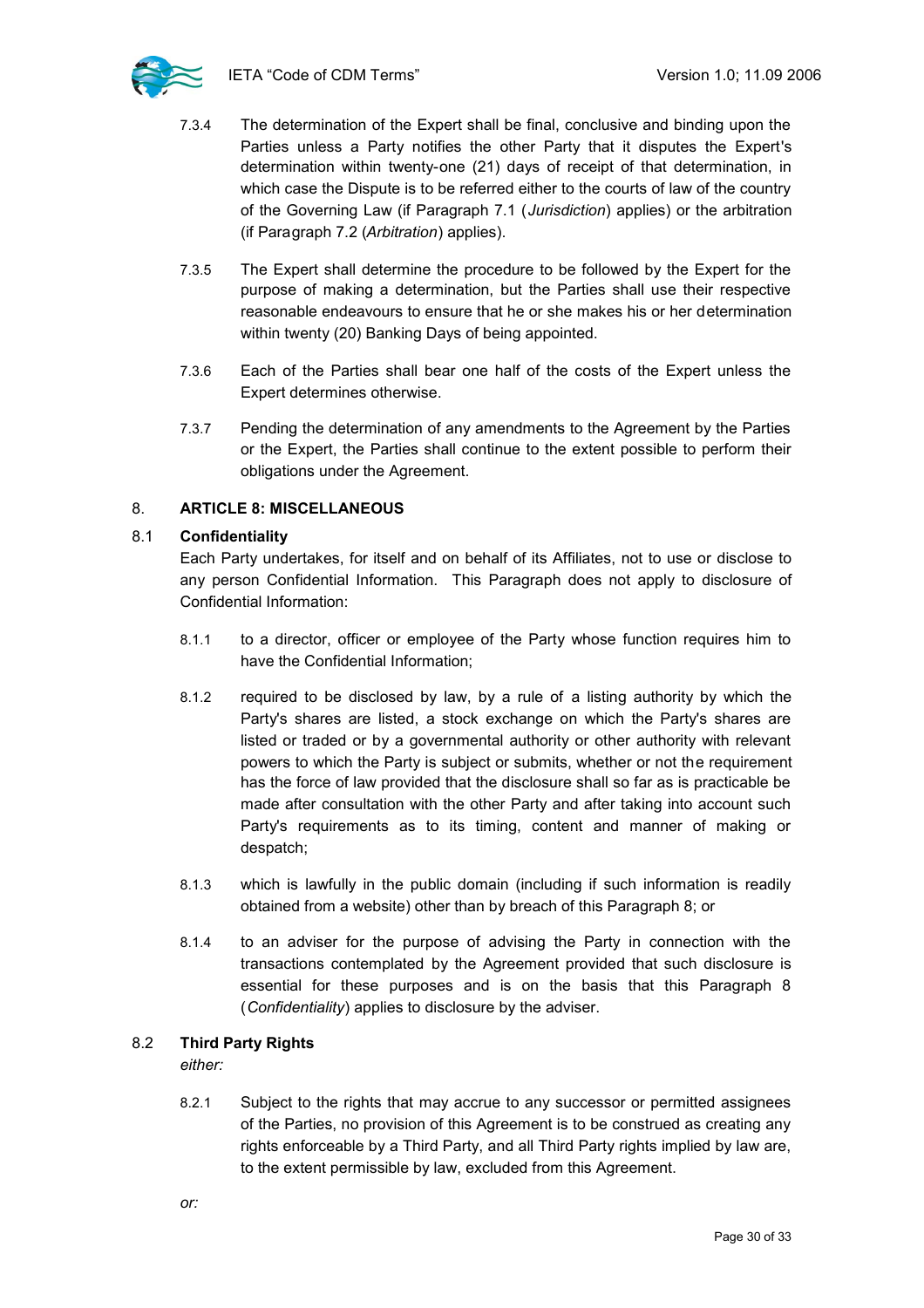7.3.4 The determination of the Expert shall be final, conclusive and binding upon the Parties unless a Party notifies the other Party that it disputes the Expert's determination within twenty-one (21) days of receipt of that determination, in which case the Dispute is to be referred either to the courts of law of the country of the Governing Law (if Paragraph 7.1 (*Jurisdiction*) applies) or the arbitration (if Paragraph 7.2 (*Arbitration*) applies).

7.3.5 The Expert shall determine the procedure to be followed by the Expert for the purpose of making a determination, but the Parties shall use their respective reasonable endeavours to ensure that he or she makes his or her determination within twenty (20) Banking Days of being appointed.

7.3.6 Each of the Parties shall bear one half of the costs of the Expert unless the Expert determines otherwise.

7.3.7 Pending the determination of any amendments to the Agreement by the Parties or the Expert, the Parties shall continue to the extent possible to perform their obligations under the Agreement.

## 8. ARTICLE 8: MISCELLANEOUS

### 8.1 Confidentiality

Each Party undertakes, for itself and on behalf of its Affiliates, not to use or disclose to any person Confidential Information. This Paragraph does not apply to disclosure of Confidential Information:

8.1.1 to a director, officer or employee of the Party whose function requires him to have the Confidential Information;

8.1.2 required to be disclosed by law, by a rule of a listing authority by which the Party's shares are listed, a stock exchange on which the Party's shares are listed or traded or by a governmental authority or other authority with relevant powers to which the Party is subject or submits, whether or not the requirement has the force of law provided that the disclosure shall so far as is practicable be made after consultation with the other Party and after taking into account such Party's requirements as to its timing, content and manner of making or despatch;

8.1.3 which is lawfully in the public domain (including if such information is readily obtained from a website) other than by breach of this Paragraph 8; or

8.1.4 to an adviser for the purpose of advising the Party in connection with the transactions contemplated by the Agreement provided that such disclosure is essential for these purposes and is on the basis that this Paragraph 8 (*Confidentiality*) applies to disclosure by the adviser.

### 8.2 Third Party Rights

*either:*

8.2.1 Subject to the rights that may accrue to any successor or permitted assignees of the Parties, no provision of this Agreement is to be construed as creating any rights enforceable by a Third Party, and all Third Party rights implied by law are, to the extent permissible by law, excluded from this Agreement.

*or:*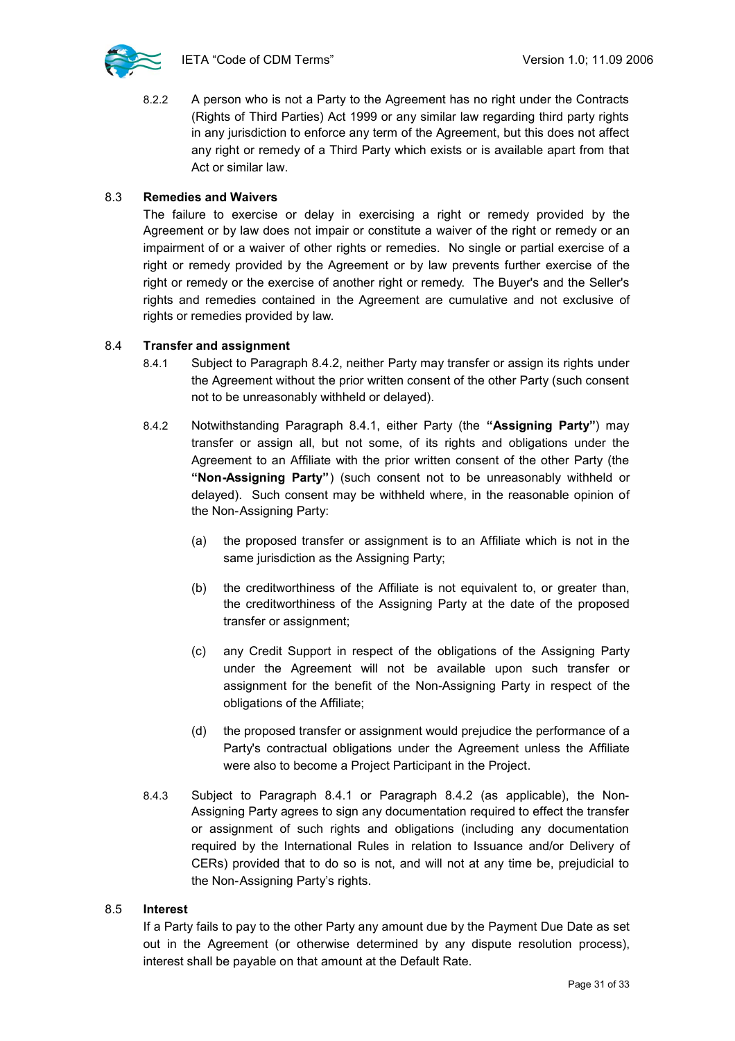8.2.2 A person who is not a Party to the Agreement has no right under the Contracts (Rights of Third Parties) Act 1999 or any similar law regarding third party rights in any jurisdiction to enforce any term of the Agreement, but this does not affect any right or remedy of a Third Party which exists or is available apart from that Act or similar law.

### 8.3 Remedies and Waivers

The failure to exercise or delay in exercising a right or remedy provided by the Agreement or by law does not impair or constitute a waiver of the right or remedy or an impairment of or a waiver of other rights or remedies. No single or partial exercise of a right or remedy provided by the Agreement or by law prevents further exercise of the right or remedy or the exercise of another right or remedy. The Buyer's and the Seller's rights and remedies contained in the Agreement are cumulative and not exclusive of rights or remedies provided by law.

### 8.4 Transfer and assignment

8.4.1 Subject to Paragraph 8.4.2, neither Party may transfer or assign its rights under the Agreement without the prior written consent of the other Party (such consent not to be unreasonably withheld or delayed).

8.4.2 Notwithstanding Paragraph 8.4.1, either Party (the **"Assigning Party"**) may transfer or assign all, but not some, of its rights and obligations under the Agreement to an Affiliate with the prior written consent of the other Party (the **"Non-Assigning Party"**) (such consent not to be unreasonably withheld or delayed). Such consent may be withheld where, in the reasonable opinion of the Non-Assigning Party:

(a) the proposed transfer or assignment is to an Affiliate which is not in the same jurisdiction as the Assigning Party;

(b) the creditworthiness of the Affiliate is not equivalent to, or greater than, the creditworthiness of the Assigning Party at the date of the proposed transfer or assignment;

(c) any Credit Support in respect of the obligations of the Assigning Party under the Agreement will not be available upon such transfer or assignment for the benefit of the Non-Assigning Party in respect of the obligations of the Affiliate;

(d) the proposed transfer or assignment would prejudice the performance of a Party's contractual obligations under the Agreement unless the Affiliate were also to become a Project Participant in the Project.

8.4.3 Subject to Paragraph 8.4.1 or Paragraph 8.4.2 (as applicable), the Non-Assigning Party agrees to sign any documentation required to effect the transfer or assignment of such rights and obligations (including any documentation required by the International Rules in relation to Issuance and/or Delivery of CERs) provided that to do so is not, and will not at any time be, prejudicial to the Non-Assigning Party's rights.

### 8.5 Interest

If a Party fails to pay to the other Party any amount due by the Payment Due Date as set out in the Agreement (or otherwise determined by any dispute resolution process), interest shall be payable on that amount at the Default Rate.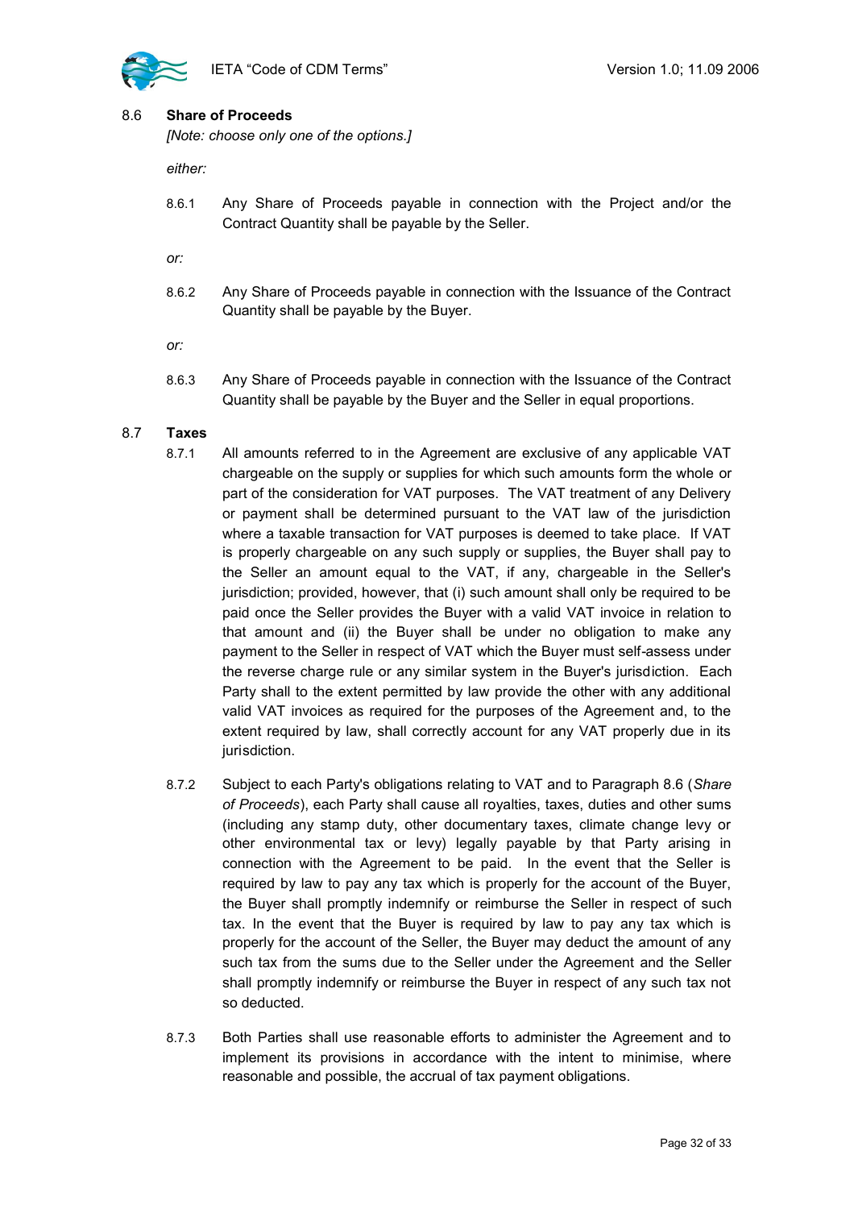## 8.6 **Share of Proceeds**

*[Note: choose only one of the options.]*

*either:*

8.6.1 Any Share of Proceeds payable in connection with the Project and/or the Contract Quantity shall be payable by the Seller.

*or:*

8.6.2 Any Share of Proceeds payable in connection with the Issuance of the Contract Quantity shall be payable by the Buyer.

*or:*

8.6.3 Any Share of Proceeds payable in connection with the Issuance of the Contract Quantity shall be payable by the Buyer and the Seller in equal proportions.

## 8.7 **Taxes**

8.7.1 All amounts referred to in the Agreement are exclusive of any applicable VAT chargeable on the supply or supplies for which such amounts form the whole or part of the consideration for VAT purposes. The VAT treatment of any Delivery or payment shall be determined pursuant to the VAT law of the jurisdiction where a taxable transaction for VAT purposes is deemed to take place. If VAT is properly chargeable on any such supply or supplies, the Buyer shall pay to the Seller an amount equal to the VAT, if any, chargeable in the Seller's jurisdiction; provided, however, that (i) such amount shall only be required to be paid once the Seller provides the Buyer with a valid VAT invoice in relation to that amount and (ii) the Buyer shall be under no obligation to make any payment to the Seller in respect of VAT which the Buyer must self-assess under the reverse charge rule or any similar system in the Buyer's jurisdiction. Each Party shall to the extent permitted by law provide the other with any additional valid VAT invoices as required for the purposes of the Agreement and, to the extent required by law, shall correctly account for any VAT properly due in its jurisdiction.

8.7.2 Subject to each Party's obligations relating to VAT and to Paragraph 8.6 (*Share of Proceeds*), each Party shall cause all royalties, taxes, duties and other sums (including any stamp duty, other documentary taxes, climate change levy or other environmental tax or levy) legally payable by that Party arising in connection with the Agreement to be paid. In the event that the Seller is required by law to pay any tax which is properly for the account of the Buyer, the Buyer shall promptly indemnify or reimburse the Seller in respect of such tax. In the event that the Buyer is required by law to pay any tax which is properly for the account of the Seller, the Buyer may deduct the amount of any such tax from the sums due to the Seller under the Agreement and the Seller shall promptly indemnify or reimburse the Buyer in respect of any such tax not so deducted.

8.7.3 Both Parties shall use reasonable efforts to administer the Agreement and to implement its provisions in accordance with the intent to minimise, where reasonable and possible, the accrual of tax payment obligations.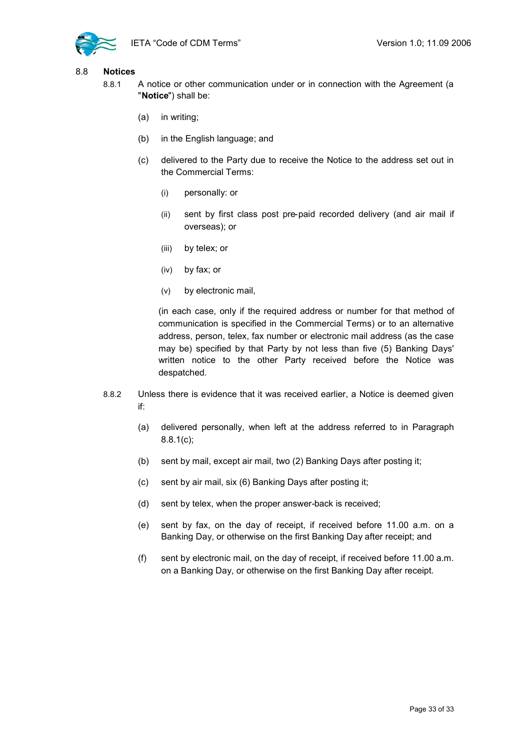### 8.8 **Notices**

8.8.1 A notice or other communication under or in connection with the Agreement (a "**Notice**") shall be:

(a) in writing;

(b) in the English language; and

(c) delivered to the Party due to receive the Notice to the address set out in the Commercial Terms:

(i) personally: or

(ii) sent by first class post pre-paid recorded delivery (and air mail if overseas); or

(iii) by telex; or

(iv) by fax; or

(v) by electronic mail,

(in each case, only if the required address or number for that method of communication is specified in the Commercial Terms) or to an alternative address, person, telex, fax number or electronic mail address (as the case may be) specified by that Party by not less than five (5) Banking Days' written notice to the other Party received before the Notice was despatched.

8.8.2 Unless there is evidence that it was received earlier, a Notice is deemed given if:

(a) delivered personally, when left at the address referred to in Paragraph 8.8.1(c);

(b) sent by mail, except air mail, two (2) Banking Days after posting it;

(c) sent by air mail, six (6) Banking Days after posting it;

(d) sent by telex, when the proper answer-back is received;

(e) sent by fax, on the day of receipt, if received before 11.00 a.m. on a Banking Day, or otherwise on the first Banking Day after receipt; and

(f) sent by electronic mail, on the day of receipt, if received before 11.00 a.m. on a Banking Day, or otherwise on the first Banking Day after receipt.